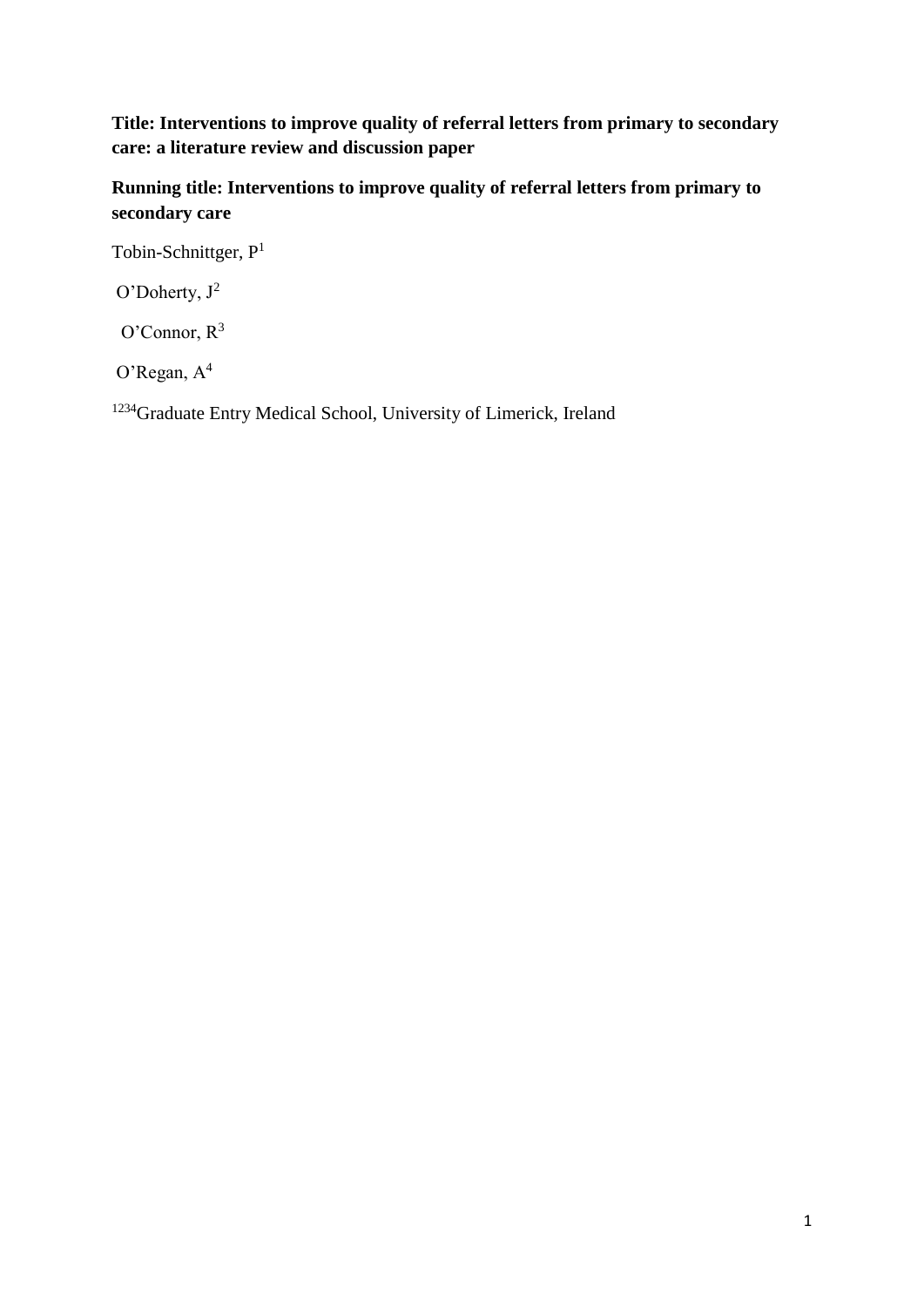**Title: Interventions to improve quality of referral letters from primary to secondary care: a literature review and discussion paper**

**Running title: Interventions to improve quality of referral letters from primary to secondary care**

Tobin-Schnittger, P[1]

O'Doherty, J[2]

O'Connor, R[3]

O'Regan, A[4]

[1234]Graduate Entry Medical School, University of Limerick, Ireland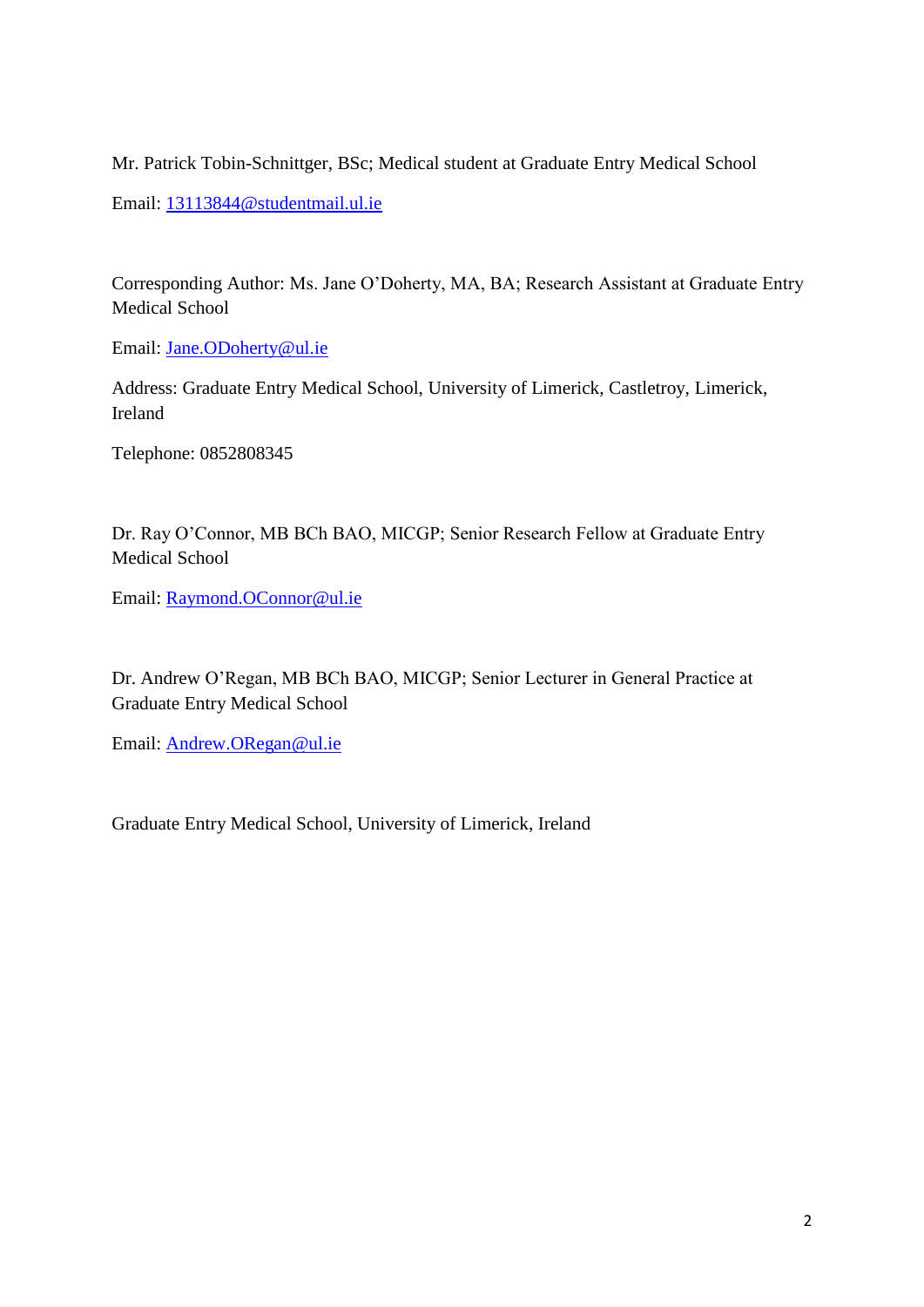Mr. Patrick Tobin-Schnittger, BSc; Medical student at Graduate Entry Medical School

Email: 13113844@studentmail.ul.ie

Corresponding Author: Ms. Jane O'Doherty, MA, BA; Research Assistant at Graduate Entry Medical School

Email: Jane.ODoherty@ul.ie

Address: Graduate Entry Medical School, University of Limerick, Castletroy, Limerick, Ireland

Telephone: 0852808345

Dr. Ray O'Connor, MB BCh BAO, MICGP; Senior Research Fellow at Graduate Entry Medical School

Email: Raymond.OConnor@ul.ie

Dr. Andrew O'Regan, MB BCh BAO, MICGP; Senior Lecturer in General Practice at Graduate Entry Medical School

Email: Andrew.ORegan@ul.ie

Graduate Entry Medical School, University of Limerick, Ireland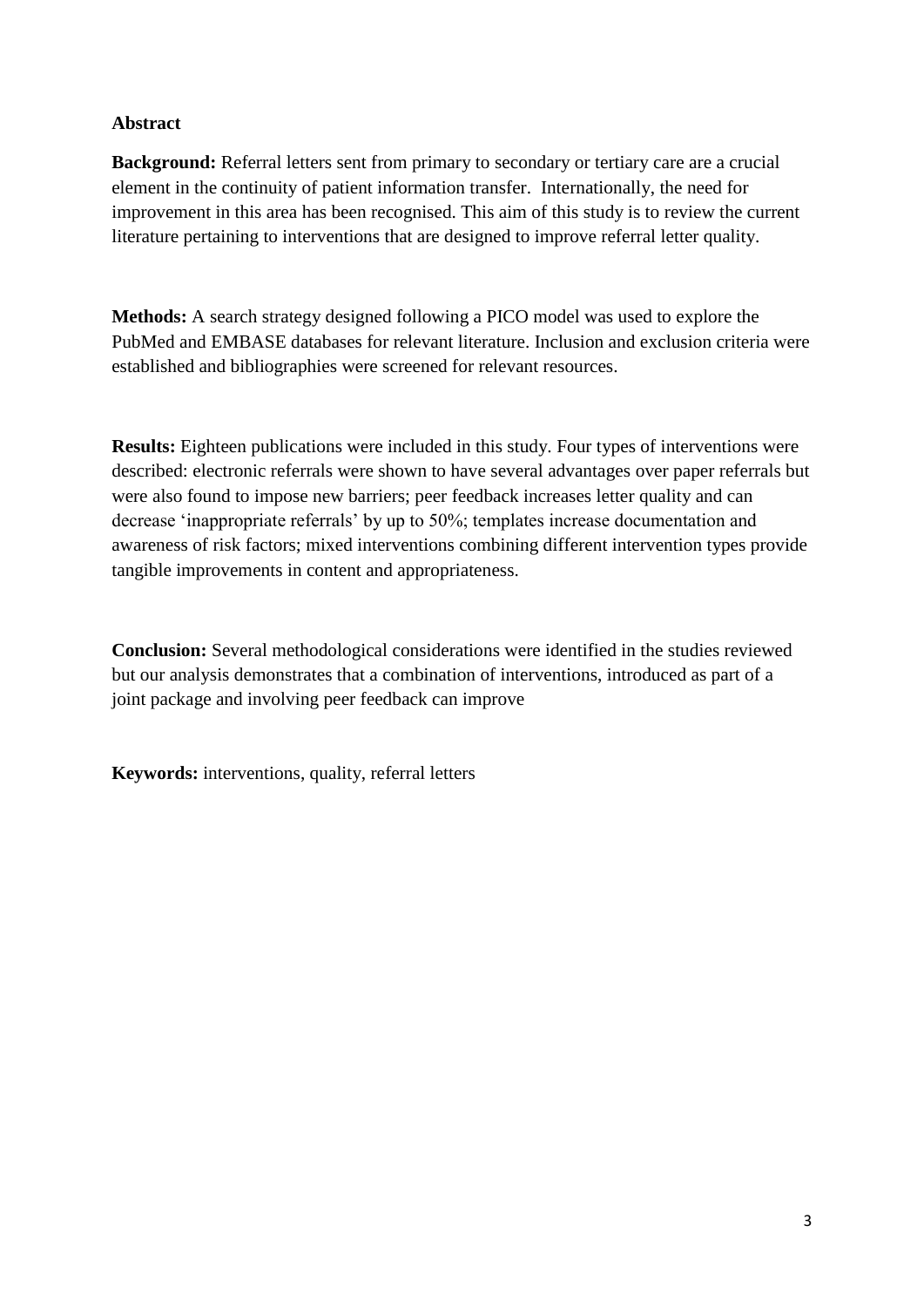## Abstract

**Background:** Referral letters sent from primary to secondary or tertiary care are a crucial element in the continuity of patient information transfer. Internationally, the need for improvement in this area has been recognised. This aim of this study is to review the current literature pertaining to interventions that are designed to improve referral letter quality.

**Methods:** A search strategy designed following a PICO model was used to explore the PubMed and EMBASE databases for relevant literature. Inclusion and exclusion criteria were established and bibliographies were screened for relevant resources.

**Results:** Eighteen publications were included in this study. Four types of interventions were described: electronic referrals were shown to have several advantages over paper referrals but were also found to impose new barriers; peer feedback increases letter quality and can decrease 'inappropriate referrals' by up to 50%; templates increase documentation and awareness of risk factors; mixed interventions combining different intervention types provide tangible improvements in content and appropriateness.

**Conclusion:** Several methodological considerations were identified in the studies reviewed but our analysis demonstrates that a combination of interventions, introduced as part of a joint package and involving peer feedback can improve

**Keywords:** interventions, quality, referral letters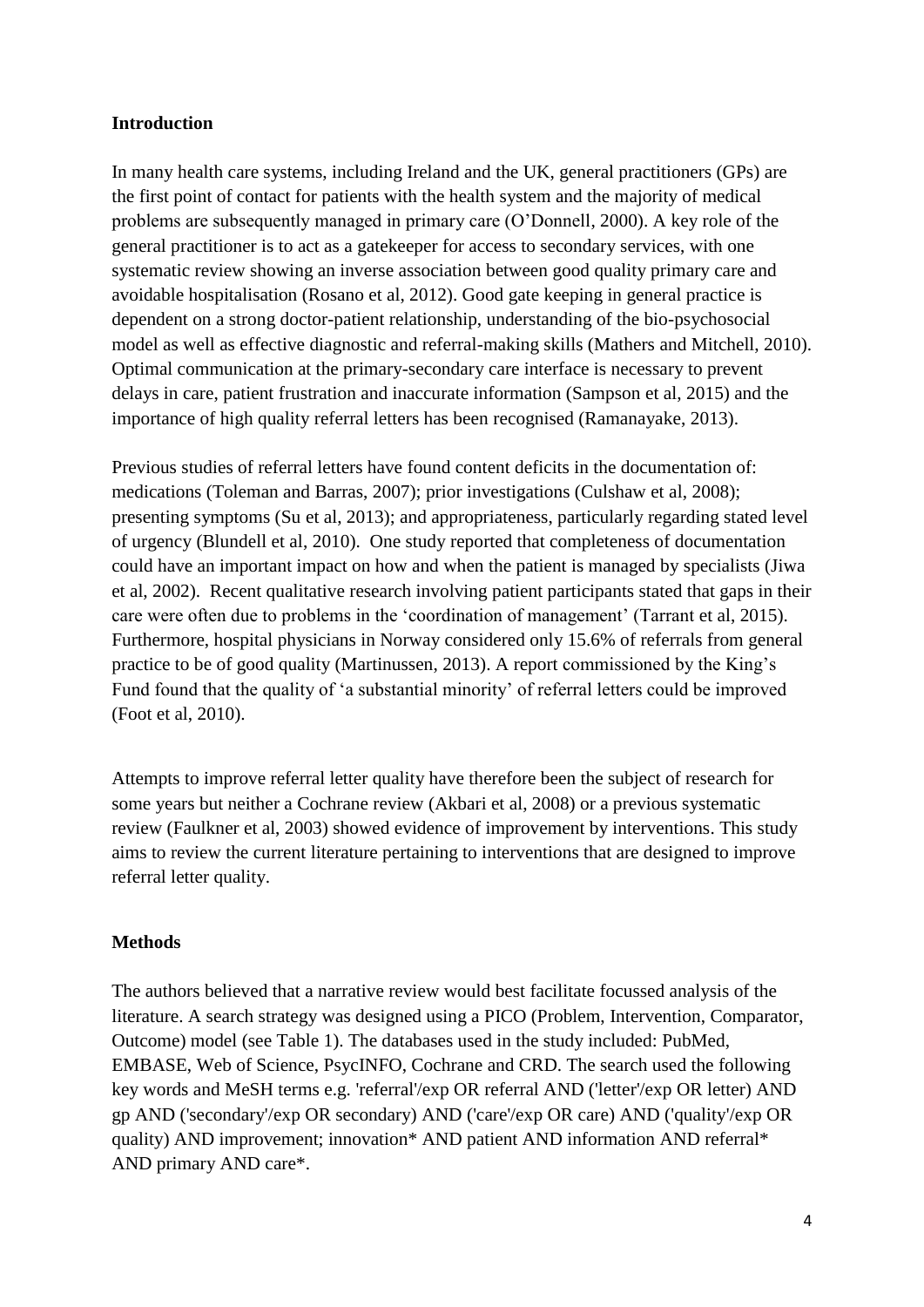## Introduction

In many health care systems, including Ireland and the UK, general practitioners (GPs) are the first point of contact for patients with the health system and the majority of medical problems are subsequently managed in primary care (O'Donnell, 2000). A key role of the general practitioner is to act as a gatekeeper for access to secondary services, with one systematic review showing an inverse association between good quality primary care and avoidable hospitalisation (Rosano et al, 2012). Good gate keeping in general practice is dependent on a strong doctor-patient relationship, understanding of the bio-psychosocial model as well as effective diagnostic and referral-making skills (Mathers and Mitchell, 2010). Optimal communication at the primary-secondary care interface is necessary to prevent delays in care, patient frustration and inaccurate information (Sampson et al, 2015) and the importance of high quality referral letters has been recognised (Ramanayake, 2013).

Previous studies of referral letters have found content deficits in the documentation of: medications (Toleman and Barras, 2007); prior investigations (Culshaw et al, 2008); presenting symptoms (Su et al, 2013); and appropriateness, particularly regarding stated level of urgency (Blundell et al, 2010). One study reported that completeness of documentation could have an important impact on how and when the patient is managed by specialists (Jiwa et al, 2002). Recent qualitative research involving patient participants stated that gaps in their care were often due to problems in the 'coordination of management' (Tarrant et al, 2015). Furthermore, hospital physicians in Norway considered only 15.6% of referrals from general practice to be of good quality (Martinussen, 2013). A report commissioned by the King's Fund found that the quality of 'a substantial minority' of referral letters could be improved (Foot et al, 2010).

Attempts to improve referral letter quality have therefore been the subject of research for some years but neither a Cochrane review (Akbari et al, 2008) or a previous systematic review (Faulkner et al, 2003) showed evidence of improvement by interventions. This study aims to review the current literature pertaining to interventions that are designed to improve referral letter quality.

## Methods

The authors believed that a narrative review would best facilitate focussed analysis of the literature. A search strategy was designed using a PICO (Problem, Intervention, Comparator, Outcome) model (see Table 1). The databases used in the study included: PubMed, EMBASE, Web of Science, PsycINFO, Cochrane and CRD. The search used the following key words and MeSH terms e.g. 'referral'/exp OR referral AND ('letter'/exp OR letter) AND gp AND ('secondary'/exp OR secondary) AND ('care'/exp OR care) AND ('quality'/exp OR quality) AND improvement; innovation* AND patient AND information AND referral* AND primary AND care*.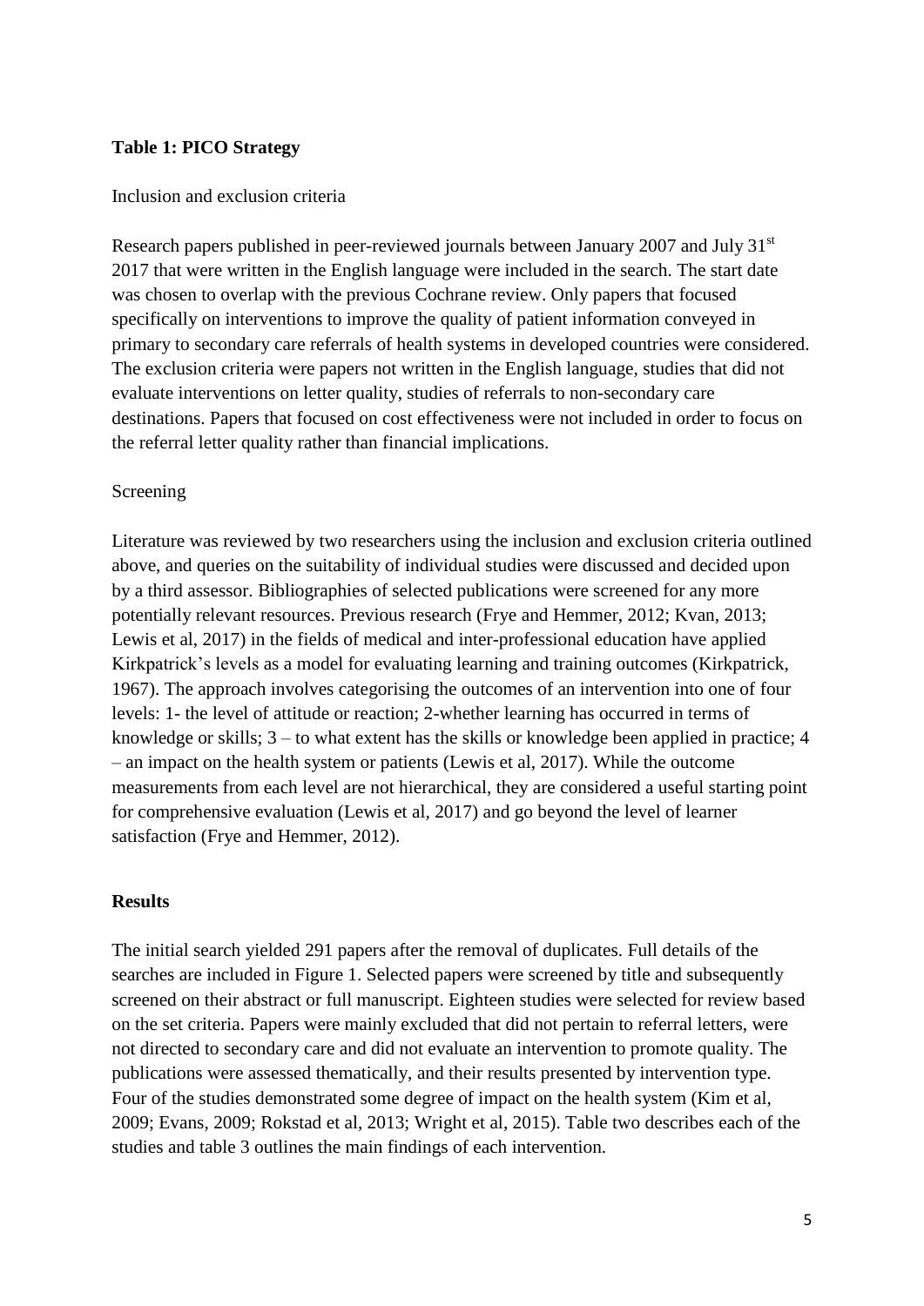**Table 1: PICO Strategy**

Inclusion and exclusion criteria

Research papers published in peer-reviewed journals between January 2007 and July 31st 2017 that were written in the English language were included in the search. The start date was chosen to overlap with the previous Cochrane review. Only papers that focused specifically on interventions to improve the quality of patient information conveyed in primary to secondary care referrals of health systems in developed countries were considered. The exclusion criteria were papers not written in the English language, studies that did not evaluate interventions on letter quality, studies of referrals to non-secondary care destinations. Papers that focused on cost effectiveness were not included in order to focus on the referral letter quality rather than financial implications.

Screening

Literature was reviewed by two researchers using the inclusion and exclusion criteria outlined above, and queries on the suitability of individual studies were discussed and decided upon by a third assessor. Bibliographies of selected publications were screened for any more potentially relevant resources. Previous research (Frye and Hemmer, 2012; Kvan, 2013; Lewis et al, 2017) in the fields of medical and inter-professional education have applied Kirkpatrick's levels as a model for evaluating learning and training outcomes (Kirkpatrick, 1967). The approach involves categorising the outcomes of an intervention into one of four levels: 1- the level of attitude or reaction; 2-whether learning has occurred in terms of knowledge or skills; 3 – to what extent has the skills or knowledge been applied in practice; 4 – an impact on the health system or patients (Lewis et al, 2017). While the outcome measurements from each level are not hierarchical, they are considered a useful starting point for comprehensive evaluation (Lewis et al, 2017) and go beyond the level of learner satisfaction (Frye and Hemmer, 2012).

## Results

The initial search yielded 291 papers after the removal of duplicates. Full details of the searches are included in Figure 1. Selected papers were screened by title and subsequently screened on their abstract or full manuscript. Eighteen studies were selected for review based on the set criteria. Papers were mainly excluded that did not pertain to referral letters, were not directed to secondary care and did not evaluate an intervention to promote quality. The publications were assessed thematically, and their results presented by intervention type. Four of the studies demonstrated some degree of impact on the health system (Kim et al, 2009; Evans, 2009; Rokstad et al, 2013; Wright et al, 2015). Table two describes each of the studies and table 3 outlines the main findings of each intervention.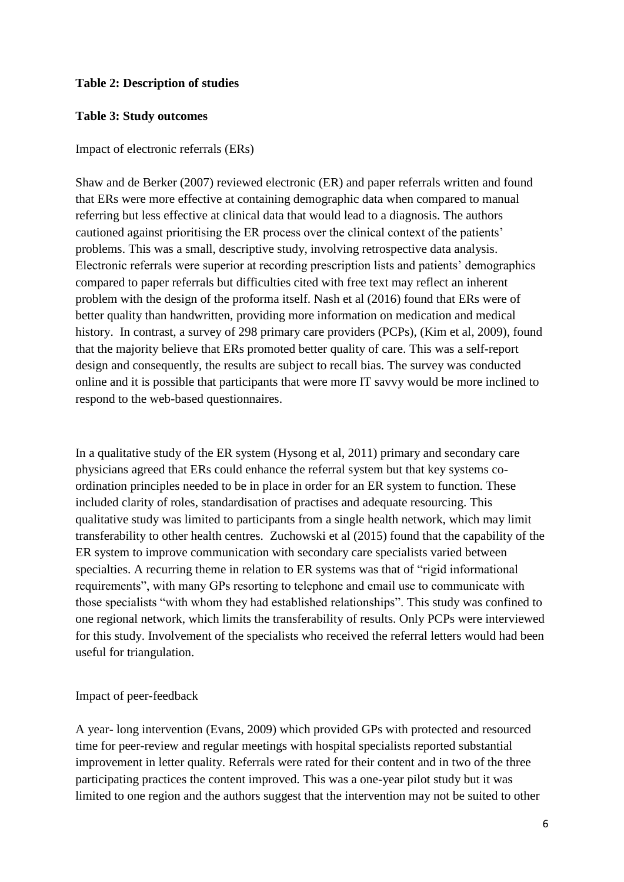**Table 2: Description of studies**

**Table 3: Study outcomes**

Impact of electronic referrals (ERs)

Shaw and de Berker (2007) reviewed electronic (ER) and paper referrals written and found that ERs were more effective at containing demographic data when compared to manual referring but less effective at clinical data that would lead to a diagnosis. The authors cautioned against prioritising the ER process over the clinical context of the patients' problems. This was a small, descriptive study, involving retrospective data analysis. Electronic referrals were superior at recording prescription lists and patients' demographics compared to paper referrals but difficulties cited with free text may reflect an inherent problem with the design of the proforma itself. Nash et al (2016) found that ERs were of better quality than handwritten, providing more information on medication and medical history. In contrast, a survey of 298 primary care providers (PCPs), (Kim et al, 2009), found that the majority believe that ERs promoted better quality of care. This was a self-report design and consequently, the results are subject to recall bias. The survey was conducted online and it is possible that participants that were more IT savvy would be more inclined to respond to the web-based questionnaires.

In a qualitative study of the ER system (Hysong et al, 2011) primary and secondary care physicians agreed that ERs could enhance the referral system but that key systems co-ordination principles needed to be in place in order for an ER system to function. These included clarity of roles, standardisation of practises and adequate resourcing. This qualitative study was limited to participants from a single health network, which may limit transferability to other health centres. Zuchowski et al (2015) found that the capability of the ER system to improve communication with secondary care specialists varied between specialties. A recurring theme in relation to ER systems was that of "rigid informational requirements", with many GPs resorting to telephone and email use to communicate with those specialists "with whom they had established relationships". This study was confined to one regional network, which limits the transferability of results. Only PCPs were interviewed for this study. Involvement of the specialists who received the referral letters would had been useful for triangulation.

Impact of peer-feedback

A year- long intervention (Evans, 2009) which provided GPs with protected and resourced time for peer-review and regular meetings with hospital specialists reported substantial improvement in letter quality. Referrals were rated for their content and in two of the three participating practices the content improved. This was a one-year pilot study but it was limited to one region and the authors suggest that the intervention may not be suited to other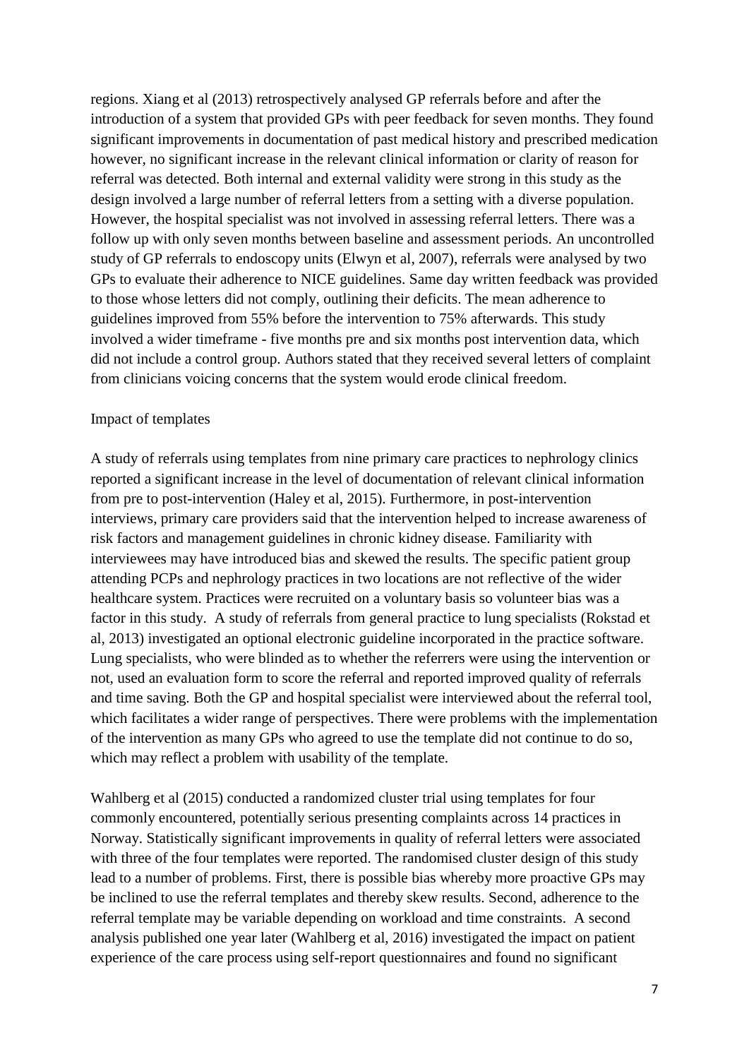regions. Xiang et al (2013) retrospectively analysed GP referrals before and after the introduction of a system that provided GPs with peer feedback for seven months. They found significant improvements in documentation of past medical history and prescribed medication however, no significant increase in the relevant clinical information or clarity of reason for referral was detected. Both internal and external validity were strong in this study as the design involved a large number of referral letters from a setting with a diverse population. However, the hospital specialist was not involved in assessing referral letters. There was a follow up with only seven months between baseline and assessment periods. An uncontrolled study of GP referrals to endoscopy units (Elwyn et al, 2007), referrals were analysed by two GPs to evaluate their adherence to NICE guidelines. Same day written feedback was provided to those whose letters did not comply, outlining their deficits. The mean adherence to guidelines improved from 55% before the intervention to 75% afterwards. This study involved a wider timeframe - five months pre and six months post intervention data, which did not include a control group. Authors stated that they received several letters of complaint from clinicians voicing concerns that the system would erode clinical freedom.

Impact of templates

A study of referrals using templates from nine primary care practices to nephrology clinics reported a significant increase in the level of documentation of relevant clinical information from pre to post-intervention (Haley et al, 2015). Furthermore, in post-intervention interviews, primary care providers said that the intervention helped to increase awareness of risk factors and management guidelines in chronic kidney disease. Familiarity with interviewees may have introduced bias and skewed the results. The specific patient group attending PCPs and nephrology practices in two locations are not reflective of the wider healthcare system. Practices were recruited on a voluntary basis so volunteer bias was a factor in this study. A study of referrals from general practice to lung specialists (Rokstad et al, 2013) investigated an optional electronic guideline incorporated in the practice software. Lung specialists, who were blinded as to whether the referrers were using the intervention or not, used an evaluation form to score the referral and reported improved quality of referrals and time saving. Both the GP and hospital specialist were interviewed about the referral tool, which facilitates a wider range of perspectives. There were problems with the implementation of the intervention as many GPs who agreed to use the template did not continue to do so, which may reflect a problem with usability of the template.

Wahlberg et al (2015) conducted a randomized cluster trial using templates for four commonly encountered, potentially serious presenting complaints across 14 practices in Norway. Statistically significant improvements in quality of referral letters were associated with three of the four templates were reported. The randomised cluster design of this study lead to a number of problems. First, there is possible bias whereby more proactive GPs may be inclined to use the referral templates and thereby skew results. Second, adherence to the referral template may be variable depending on workload and time constraints. A second analysis published one year later (Wahlberg et al, 2016) investigated the impact on patient experience of the care process using self-report questionnaires and found no significant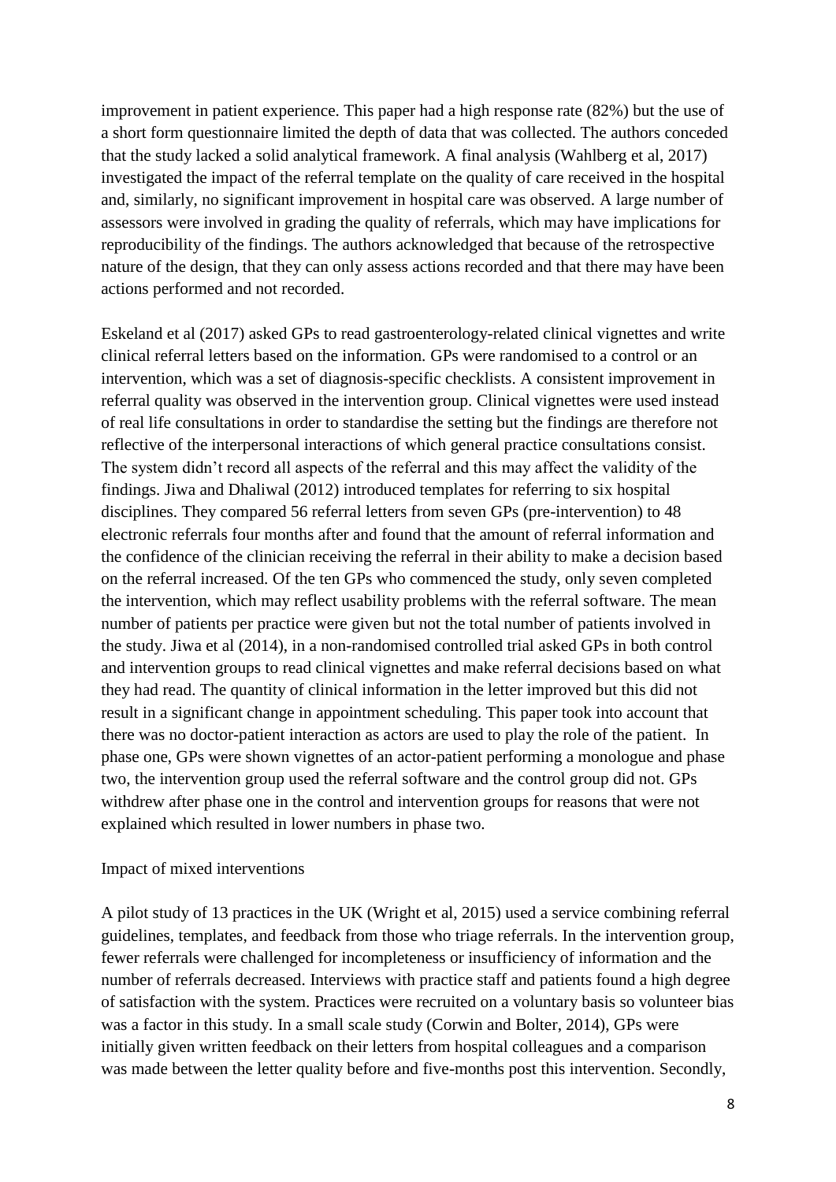improvement in patient experience. This paper had a high response rate (82%) but the use of a short form questionnaire limited the depth of data that was collected. The authors conceded that the study lacked a solid analytical framework. A final analysis (Wahlberg et al, 2017) investigated the impact of the referral template on the quality of care received in the hospital and, similarly, no significant improvement in hospital care was observed. A large number of assessors were involved in grading the quality of referrals, which may have implications for reproducibility of the findings. The authors acknowledged that because of the retrospective nature of the design, that they can only assess actions recorded and that there may have been actions performed and not recorded.

Eskeland et al (2017) asked GPs to read gastroenterology-related clinical vignettes and write clinical referral letters based on the information. GPs were randomised to a control or an intervention, which was a set of diagnosis-specific checklists. A consistent improvement in referral quality was observed in the intervention group. Clinical vignettes were used instead of real life consultations in order to standardise the setting but the findings are therefore not reflective of the interpersonal interactions of which general practice consultations consist. The system didn't record all aspects of the referral and this may affect the validity of the findings. Jiwa and Dhaliwal (2012) introduced templates for referring to six hospital disciplines. They compared 56 referral letters from seven GPs (pre-intervention) to 48 electronic referrals four months after and found that the amount of referral information and the confidence of the clinician receiving the referral in their ability to make a decision based on the referral increased. Of the ten GPs who commenced the study, only seven completed the intervention, which may reflect usability problems with the referral software. The mean number of patients per practice were given but not the total number of patients involved in the study. Jiwa et al (2014), in a non-randomised controlled trial asked GPs in both control and intervention groups to read clinical vignettes and make referral decisions based on what they had read. The quantity of clinical information in the letter improved but this did not result in a significant change in appointment scheduling. This paper took into account that there was no doctor-patient interaction as actors are used to play the role of the patient. In phase one, GPs were shown vignettes of an actor-patient performing a monologue and phase two, the intervention group used the referral software and the control group did not. GPs withdrew after phase one in the control and intervention groups for reasons that were not explained which resulted in lower numbers in phase two.

Impact of mixed interventions

A pilot study of 13 practices in the UK (Wright et al, 2015) used a service combining referral guidelines, templates, and feedback from those who triage referrals. In the intervention group, fewer referrals were challenged for incompleteness or insufficiency of information and the number of referrals decreased. Interviews with practice staff and patients found a high degree of satisfaction with the system. Practices were recruited on a voluntary basis so volunteer bias was a factor in this study. In a small scale study (Corwin and Bolter, 2014), GPs were initially given written feedback on their letters from hospital colleagues and a comparison was made between the letter quality before and five-months post this intervention. Secondly,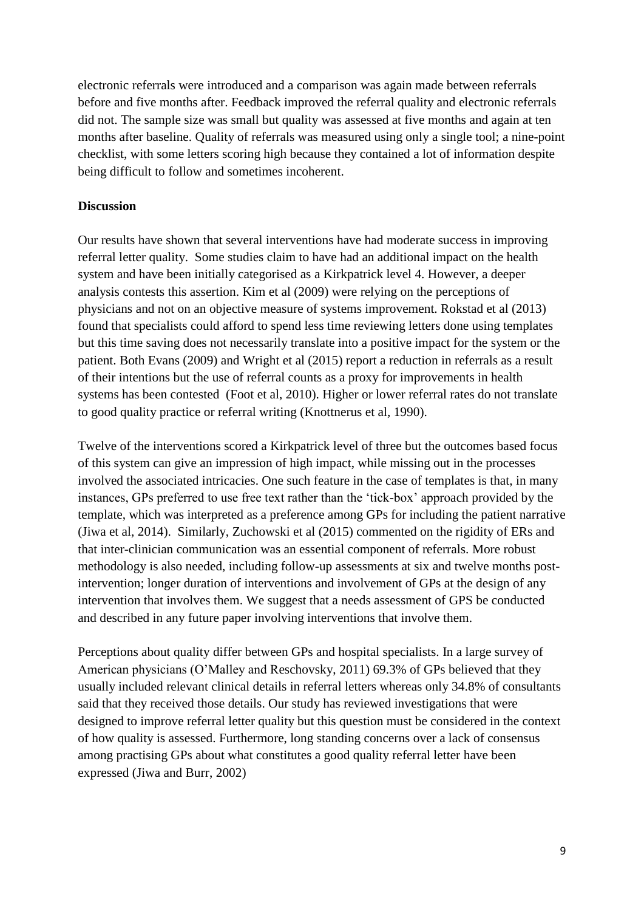electronic referrals were introduced and a comparison was again made between referrals before and five months after. Feedback improved the referral quality and electronic referrals did not. The sample size was small but quality was assessed at five months and again at ten months after baseline. Quality of referrals was measured using only a single tool; a nine-point checklist, with some letters scoring high because they contained a lot of information despite being difficult to follow and sometimes incoherent.

**Discussion**

Our results have shown that several interventions have had moderate success in improving referral letter quality. Some studies claim to have had an additional impact on the health system and have been initially categorised as a Kirkpatrick level 4. However, a deeper analysis contests this assertion. Kim et al (2009) were relying on the perceptions of physicians and not on an objective measure of systems improvement. Rokstad et al (2013) found that specialists could afford to spend less time reviewing letters done using templates but this time saving does not necessarily translate into a positive impact for the system or the patient. Both Evans (2009) and Wright et al (2015) report a reduction in referrals as a result of their intentions but the use of referral counts as a proxy for improvements in health systems has been contested (Foot et al, 2010). Higher or lower referral rates do not translate to good quality practice or referral writing (Knottnerus et al, 1990).

Twelve of the interventions scored a Kirkpatrick level of three but the outcomes based focus of this system can give an impression of high impact, while missing out in the processes involved the associated intricacies. One such feature in the case of templates is that, in many instances, GPs preferred to use free text rather than the 'tick-box' approach provided by the template, which was interpreted as a preference among GPs for including the patient narrative (Jiwa et al, 2014). Similarly, Zuchowski et al (2015) commented on the rigidity of ERs and that inter-clinician communication was an essential component of referrals. More robust methodology is also needed, including follow-up assessments at six and twelve months post-intervention; longer duration of interventions and involvement of GPs at the design of any intervention that involves them. We suggest that a needs assessment of GPS be conducted and described in any future paper involving interventions that involve them.

Perceptions about quality differ between GPs and hospital specialists. In a large survey of American physicians (O'Malley and Reschovsky, 2011) 69.3% of GPs believed that they usually included relevant clinical details in referral letters whereas only 34.8% of consultants said that they received those details. Our study has reviewed investigations that were designed to improve referral letter quality but this question must be considered in the context of how quality is assessed. Furthermore, long standing concerns over a lack of consensus among practising GPs about what constitutes a good quality referral letter have been expressed (Jiwa and Burr, 2002)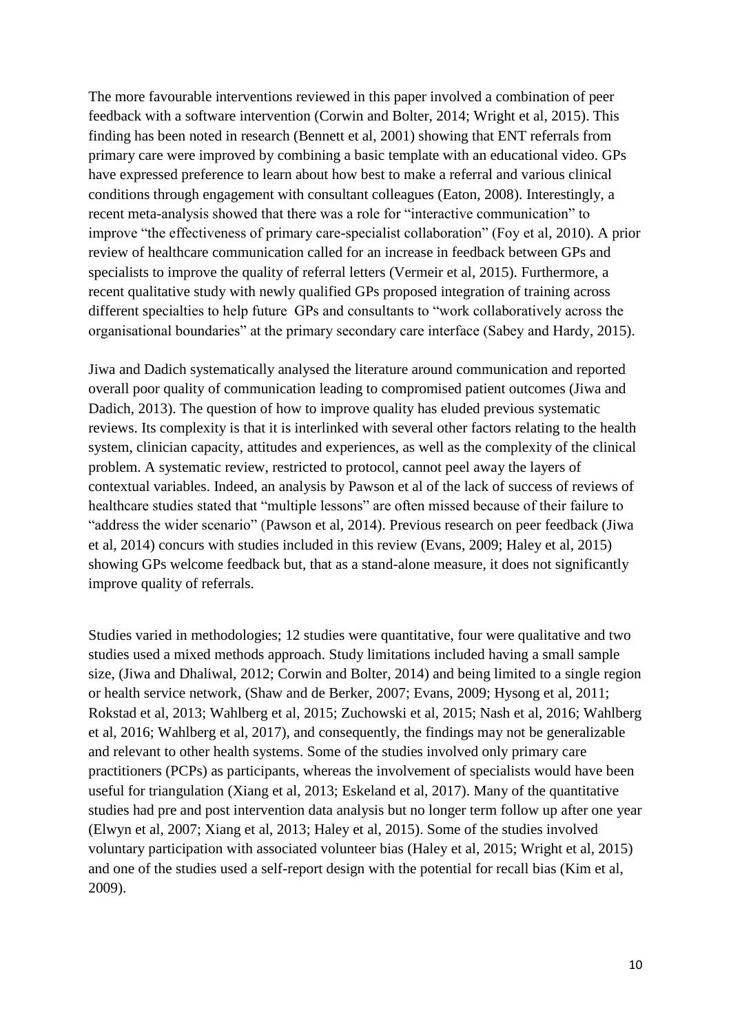The more favourable interventions reviewed in this paper involved a combination of peer feedback with a software intervention (Corwin and Bolter, 2014; Wright et al, 2015). This finding has been noted in research (Bennett et al, 2001) showing that ENT referrals from primary care were improved by combining a basic template with an educational video. GPs have expressed preference to learn about how best to make a referral and various clinical conditions through engagement with consultant colleagues (Eaton, 2008). Interestingly, a recent meta-analysis showed that there was a role for "interactive communication" to improve "the effectiveness of primary care-specialist collaboration" (Foy et al, 2010). A prior review of healthcare communication called for an increase in feedback between GPs and specialists to improve the quality of referral letters (Vermeir et al, 2015). Furthermore, a recent qualitative study with newly qualified GPs proposed integration of training across different specialties to help future GPs and consultants to "work collaboratively across the organisational boundaries" at the primary secondary care interface (Sabey and Hardy, 2015).

Jiwa and Dadich systematically analysed the literature around communication and reported overall poor quality of communication leading to compromised patient outcomes (Jiwa and Dadich, 2013). The question of how to improve quality has eluded previous systematic reviews. Its complexity is that it is interlinked with several other factors relating to the health system, clinician capacity, attitudes and experiences, as well as the complexity of the clinical problem. A systematic review, restricted to protocol, cannot peel away the layers of contextual variables. Indeed, an analysis by Pawson et al of the lack of success of reviews of healthcare studies stated that "multiple lessons" are often missed because of their failure to "address the wider scenario" (Pawson et al, 2014). Previous research on peer feedback (Jiwa et al, 2014) concurs with studies included in this review (Evans, 2009; Haley et al, 2015) showing GPs welcome feedback but, that as a stand-alone measure, it does not significantly improve quality of referrals.

Studies varied in methodologies; 12 studies were quantitative, four were qualitative and two studies used a mixed methods approach. Study limitations included having a small sample size, (Jiwa and Dhaliwal, 2012; Corwin and Bolter, 2014) and being limited to a single region or health service network, (Shaw and de Berker, 2007; Evans, 2009; Hysong et al, 2011; Rokstad et al, 2013; Wahlberg et al, 2015; Zuchowski et al, 2015; Nash et al, 2016; Wahlberg et al, 2016; Wahlberg et al, 2017), and consequently, the findings may not be generalizable and relevant to other health systems. Some of the studies involved only primary care practitioners (PCPs) as participants, whereas the involvement of specialists would have been useful for triangulation (Xiang et al, 2013; Eskeland et al, 2017). Many of the quantitative studies had pre and post intervention data analysis but no longer term follow up after one year (Elwyn et al, 2007; Xiang et al, 2013; Haley et al, 2015). Some of the studies involved voluntary participation with associated volunteer bias (Haley et al, 2015; Wright et al, 2015) and one of the studies used a self-report design with the potential for recall bias (Kim et al, 2009).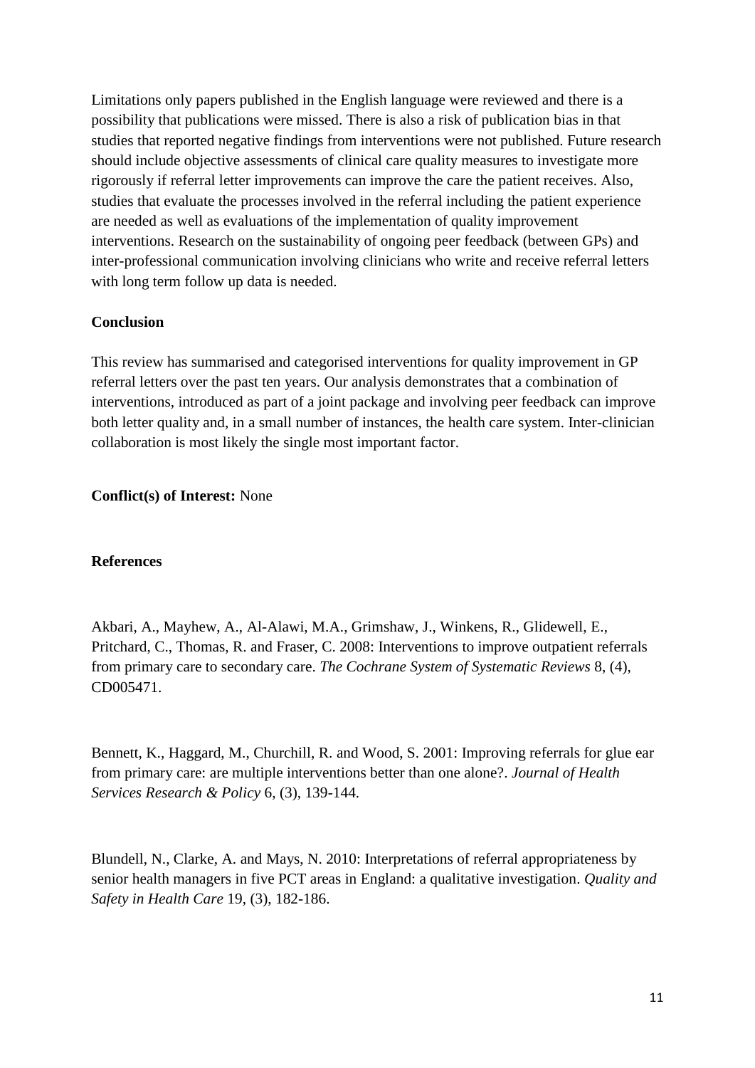Limitations only papers published in the English language were reviewed and there is a possibility that publications were missed. There is also a risk of publication bias in that studies that reported negative findings from interventions were not published. Future research should include objective assessments of clinical care quality measures to investigate more rigorously if referral letter improvements can improve the care the patient receives. Also, studies that evaluate the processes involved in the referral including the patient experience are needed as well as evaluations of the implementation of quality improvement interventions. Research on the sustainability of ongoing peer feedback (between GPs) and inter-professional communication involving clinicians who write and receive referral letters with long term follow up data is needed.

**Conclusion**

This review has summarised and categorised interventions for quality improvement in GP referral letters over the past ten years. Our analysis demonstrates that a combination of interventions, introduced as part of a joint package and involving peer feedback can improve both letter quality and, in a small number of instances, the health care system. Inter-clinician collaboration is most likely the single most important factor.

**Conflict(s) of Interest:** None

**References**

Akbari, A., Mayhew, A., Al-Alawi, M.A., Grimshaw, J., Winkens, R., Glidewell, E., Pritchard, C., Thomas, R. and Fraser, C. 2008: Interventions to improve outpatient referrals from primary care to secondary care. *The Cochrane System of Systematic Reviews* 8, (4), CD005471.

Bennett, K., Haggard, M., Churchill, R. and Wood, S. 2001: Improving referrals for glue ear from primary care: are multiple interventions better than one alone?. *Journal of Health Services Research & Policy* 6, (3), 139-144.

Blundell, N., Clarke, A. and Mays, N. 2010: Interpretations of referral appropriateness by senior health managers in five PCT areas in England: a qualitative investigation. *Quality and Safety in Health Care* 19, (3), 182-186.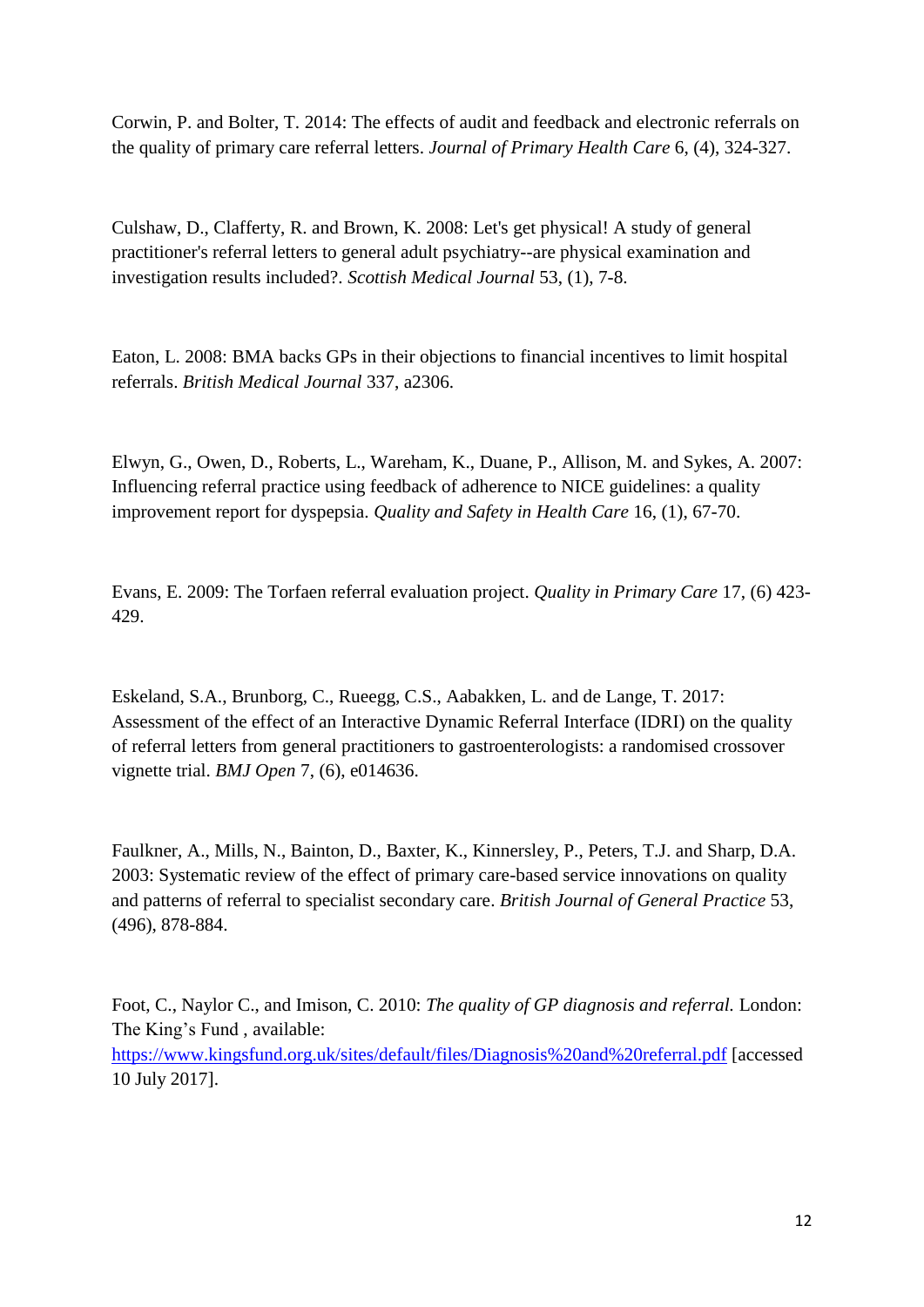Corwin, P. and Bolter, T. 2014: The effects of audit and feedback and electronic referrals on the quality of primary care referral letters. *Journal of Primary Health Care* 6, (4), 324-327.

Culshaw, D., Clafferty, R. and Brown, K. 2008: Let's get physical! A study of general practitioner's referral letters to general adult psychiatry--are physical examination and investigation results included?. *Scottish Medical Journal* 53, (1), 7-8.

Eaton, L. 2008: BMA backs GPs in their objections to financial incentives to limit hospital referrals. *British Medical Journal* 337, a2306.

Elwyn, G., Owen, D., Roberts, L., Wareham, K., Duane, P., Allison, M. and Sykes, A. 2007: Influencing referral practice using feedback of adherence to NICE guidelines: a quality improvement report for dyspepsia. *Quality and Safety in Health Care* 16, (1), 67-70.

Evans, E. 2009: The Torfaen referral evaluation project. *Quality in Primary Care* 17, (6) 423-429.

Eskeland, S.A., Brunborg, C., Rueegg, C.S., Aabakken, L. and de Lange, T. 2017: Assessment of the effect of an Interactive Dynamic Referral Interface (IDRI) on the quality of referral letters from general practitioners to gastroenterologists: a randomised crossover vignette trial. *BMJ Open* 7, (6), e014636.

Faulkner, A., Mills, N., Bainton, D., Baxter, K., Kinnersley, P., Peters, T.J. and Sharp, D.A. 2003: Systematic review of the effect of primary care-based service innovations on quality and patterns of referral to specialist secondary care. *British Journal of General Practice* 53, (496), 878-884.

Foot, C., Naylor C., and Imison, C. 2010: *The quality of GP diagnosis and referral.* London: The King's Fund , available: https://www.kingsfund.org.uk/sites/default/files/Diagnosis%20and%20referral.pdf [accessed 10 July 2017].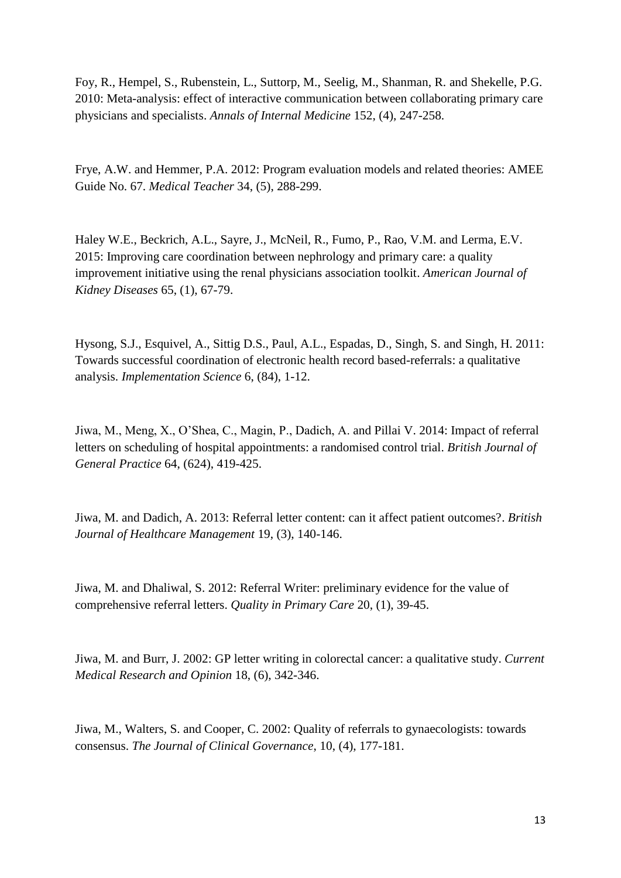Foy, R., Hempel, S., Rubenstein, L., Suttorp, M., Seelig, M., Shanman, R. and Shekelle, P.G. 2010: Meta-analysis: effect of interactive communication between collaborating primary care physicians and specialists. *Annals of Internal Medicine* 152, (4), 247-258.

Frye, A.W. and Hemmer, P.A. 2012: Program evaluation models and related theories: AMEE Guide No. 67. *Medical Teacher* 34, (5), 288-299.

Haley W.E., Beckrich, A.L., Sayre, J., McNeil, R., Fumo, P., Rao, V.M. and Lerma, E.V. 2015: Improving care coordination between nephrology and primary care: a quality improvement initiative using the renal physicians association toolkit. *American Journal of Kidney Diseases* 65, (1), 67-79.

Hysong, S.J., Esquivel, A., Sittig D.S., Paul, A.L., Espadas, D., Singh, S. and Singh, H. 2011: Towards successful coordination of electronic health record based-referrals: a qualitative analysis. *Implementation Science* 6, (84), 1-12.

Jiwa, M., Meng, X., O'Shea, C., Magin, P., Dadich, A. and Pillai V. 2014: Impact of referral letters on scheduling of hospital appointments: a randomised control trial. *British Journal of General Practice* 64, (624), 419-425.

Jiwa, M. and Dadich, A. 2013: Referral letter content: can it affect patient outcomes?. *British Journal of Healthcare Management* 19, (3), 140-146.

Jiwa, M. and Dhaliwal, S. 2012: Referral Writer: preliminary evidence for the value of comprehensive referral letters. *Quality in Primary Care* 20, (1), 39-45.

Jiwa, M. and Burr, J. 2002: GP letter writing in colorectal cancer: a qualitative study. *Current Medical Research and Opinion* 18, (6), 342-346.

Jiwa, M., Walters, S. and Cooper, C. 2002: Quality of referrals to gynaecologists: towards consensus. *The Journal of Clinical Governance*, 10, (4), 177-181.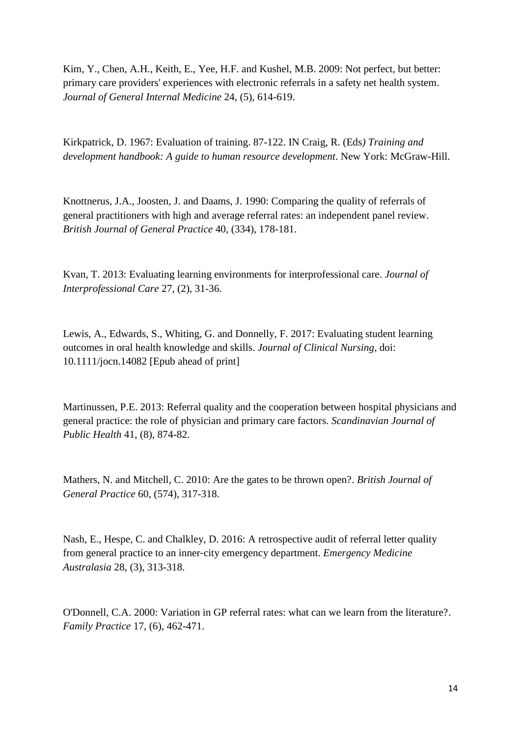Kim, Y., Chen, A.H., Keith, E., Yee, H.F. and Kushel, M.B. 2009: Not perfect, but better: primary care providers' experiences with electronic referrals in a safety net health system. *Journal of General Internal Medicine* 24, (5), 614-619.

Kirkpatrick, D. 1967: Evaluation of training. 87-122. IN Craig, R. (Eds*) Training and development handbook: A guide to human resource development*. New York: McGraw-Hill.

Knottnerus, J.A., Joosten, J. and Daams, J. 1990: Comparing the quality of referrals of general practitioners with high and average referral rates: an independent panel review. *British Journal of General Practice* 40, (334), 178-181.

Kvan, T. 2013: Evaluating learning environments for interprofessional care. *Journal of Interprofessional Care* 27, (2), 31-36.

Lewis, A., Edwards, S., Whiting, G. and Donnelly, F. 2017: Evaluating student learning outcomes in oral health knowledge and skills. *Journal of Clinical Nursing*, doi: 10.1111/jocn.14082 [Epub ahead of print]

Martinussen, P.E. 2013: Referral quality and the cooperation between hospital physicians and general practice: the role of physician and primary care factors. *Scandinavian Journal of Public Health* 41, (8), 874-82.

Mathers, N. and Mitchell, C. 2010: Are the gates to be thrown open?. *British Journal of General Practice* 60, (574), 317-318.

Nash, E., Hespe, C. and Chalkley, D. 2016: A retrospective audit of referral letter quality from general practice to an inner-city emergency department. *Emergency Medicine Australasia* 28, (3), 313-318.

O'Donnell, C.A. 2000: Variation in GP referral rates: what can we learn from the literature?. *Family Practice* 17, (6), 462-471.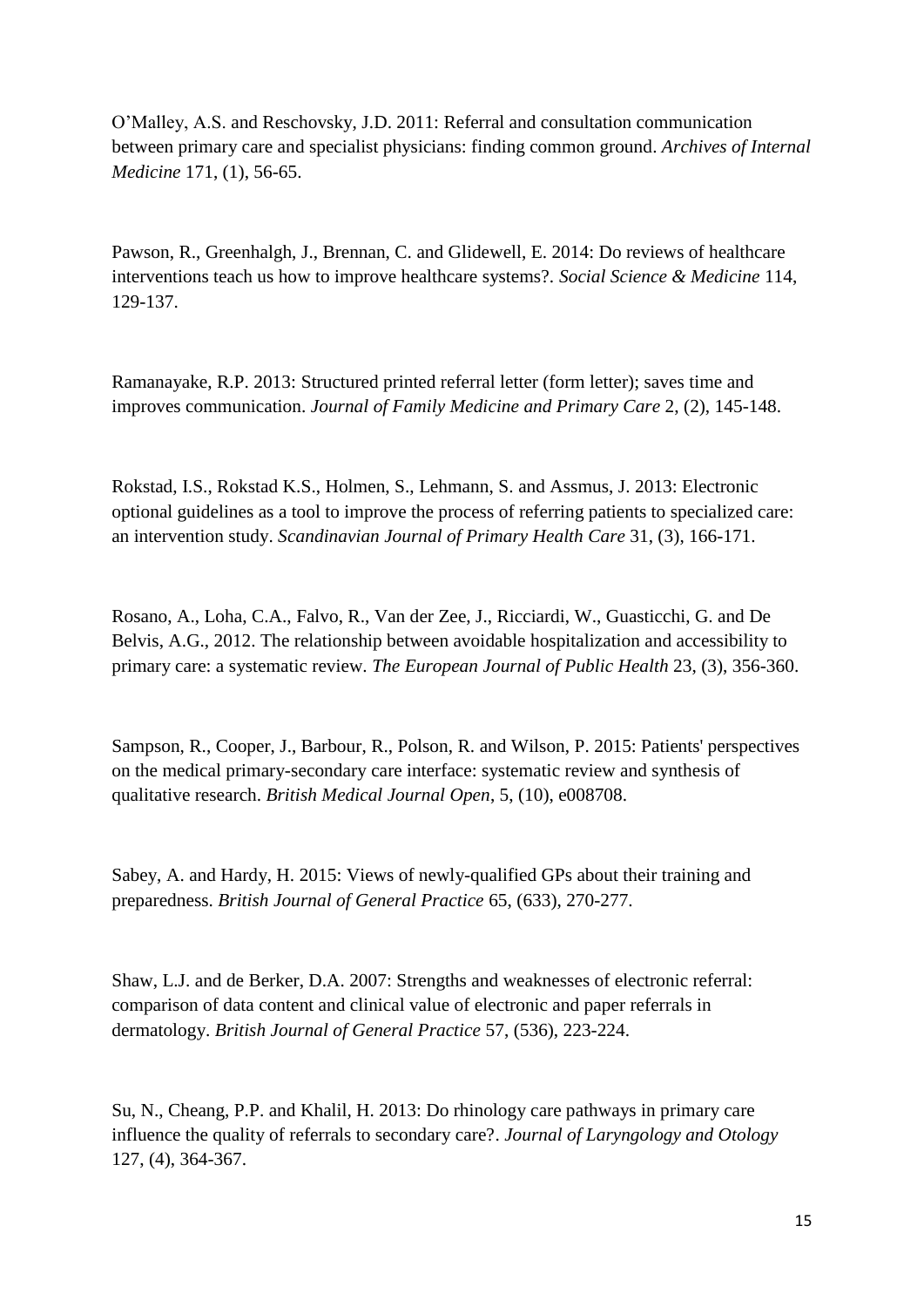O'Malley, A.S. and Reschovsky, J.D. 2011: Referral and consultation communication between primary care and specialist physicians: finding common ground. *Archives of Internal Medicine* 171, (1), 56-65.

Pawson, R., Greenhalgh, J., Brennan, C. and Glidewell, E. 2014: Do reviews of healthcare interventions teach us how to improve healthcare systems?. *Social Science & Medicine* 114, 129-137.

Ramanayake, R.P. 2013: Structured printed referral letter (form letter); saves time and improves communication. *Journal of Family Medicine and Primary Care* 2, (2), 145-148.

Rokstad, I.S., Rokstad K.S., Holmen, S., Lehmann, S. and Assmus, J. 2013: Electronic optional guidelines as a tool to improve the process of referring patients to specialized care: an intervention study. *Scandinavian Journal of Primary Health Care* 31, (3), 166-171.

Rosano, A., Loha, C.A., Falvo, R., Van der Zee, J., Ricciardi, W., Guasticchi, G. and De Belvis, A.G., 2012. The relationship between avoidable hospitalization and accessibility to primary care: a systematic review. *The European Journal of Public Health* 23, (3), 356-360.

Sampson, R., Cooper, J., Barbour, R., Polson, R. and Wilson, P. 2015: Patients' perspectives on the medical primary-secondary care interface: systematic review and synthesis of qualitative research. *British Medical Journal Open*, 5, (10), e008708.

Sabey, A. and Hardy, H. 2015: Views of newly-qualified GPs about their training and preparedness. *British Journal of General Practice* 65, (633), 270-277.

Shaw, L.J. and de Berker, D.A. 2007: Strengths and weaknesses of electronic referral: comparison of data content and clinical value of electronic and paper referrals in dermatology. *British Journal of General Practice* 57, (536), 223-224.

Su, N., Cheang, P.P. and Khalil, H. 2013: Do rhinology care pathways in primary care influence the quality of referrals to secondary care?. *Journal of Laryngology and Otology* 127, (4), 364-367.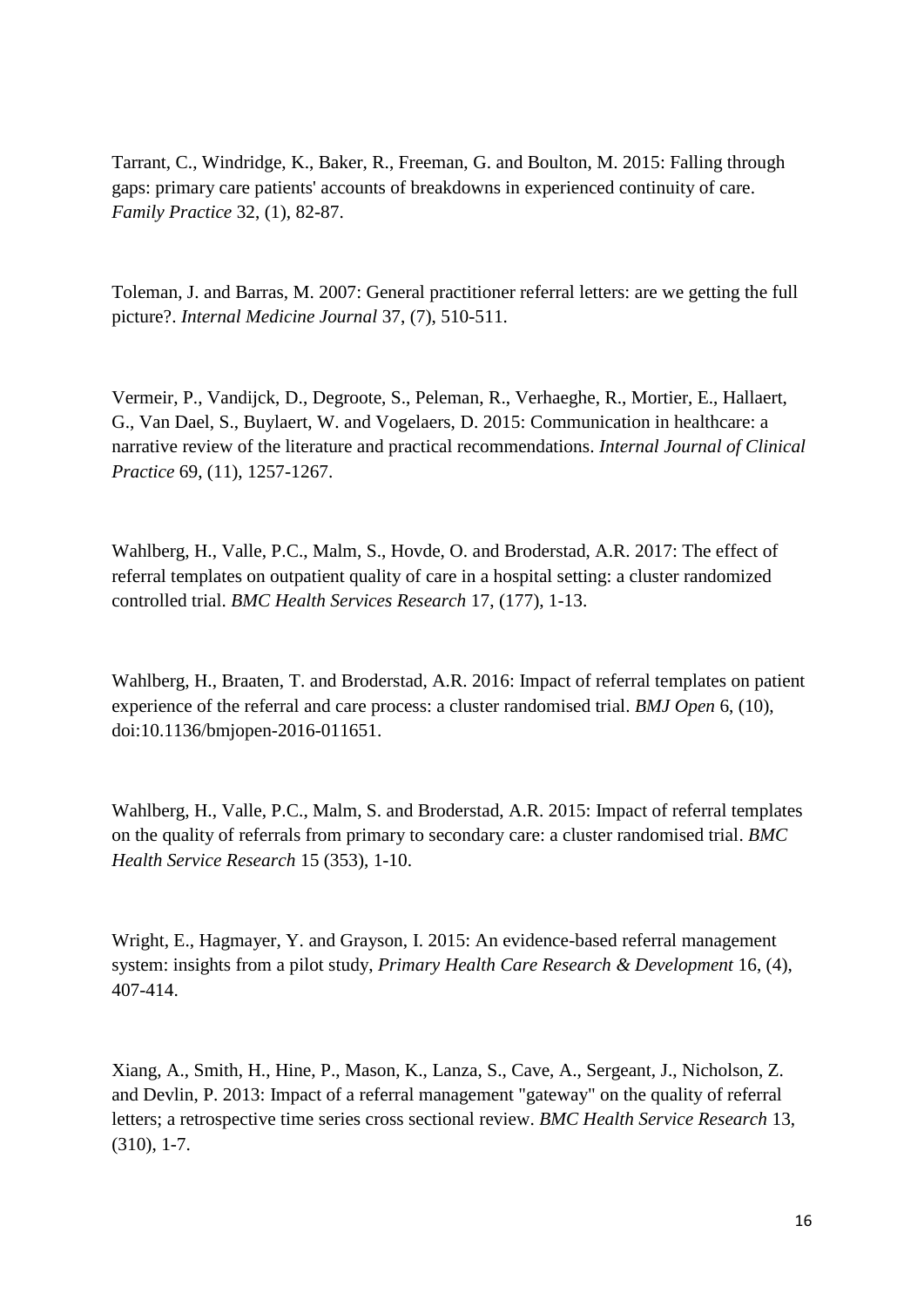Tarrant, C., Windridge, K., Baker, R., Freeman, G. and Boulton, M. 2015: Falling through gaps: primary care patients' accounts of breakdowns in experienced continuity of care. *Family Practice* 32, (1), 82-87.

Toleman, J. and Barras, M. 2007: General practitioner referral letters: are we getting the full picture?. *Internal Medicine Journal* 37, (7), 510-511.

Vermeir, P., Vandijck, D., Degroote, S., Peleman, R., Verhaeghe, R., Mortier, E., Hallaert, G., Van Dael, S., Buylaert, W. and Vogelaers, D. 2015: Communication in healthcare: a narrative review of the literature and practical recommendations. *Internal Journal of Clinical Practice* 69, (11), 1257-1267.

Wahlberg, H., Valle, P.C., Malm, S., Hovde, O. and Broderstad, A.R. 2017: The effect of referral templates on outpatient quality of care in a hospital setting: a cluster randomized controlled trial. *BMC Health Services Research* 17, (177), 1-13.

Wahlberg, H., Braaten, T. and Broderstad, A.R. 2016: Impact of referral templates on patient experience of the referral and care process: a cluster randomised trial. *BMJ Open* 6, (10), doi:10.1136/bmjopen-2016-011651.

Wahlberg, H., Valle, P.C., Malm, S. and Broderstad, A.R. 2015: Impact of referral templates on the quality of referrals from primary to secondary care: a cluster randomised trial. *BMC Health Service Research* 15 (353), 1-10.

Wright, E., Hagmayer, Y. and Grayson, I. 2015: An evidence-based referral management system: insights from a pilot study, *Primary Health Care Research & Development* 16, (4), 407-414.

Xiang, A., Smith, H., Hine, P., Mason, K., Lanza, S., Cave, A., Sergeant, J., Nicholson, Z. and Devlin, P. 2013: Impact of a referral management "gateway" on the quality of referral letters; a retrospective time series cross sectional review. *BMC Health Service Research* 13, (310), 1-7.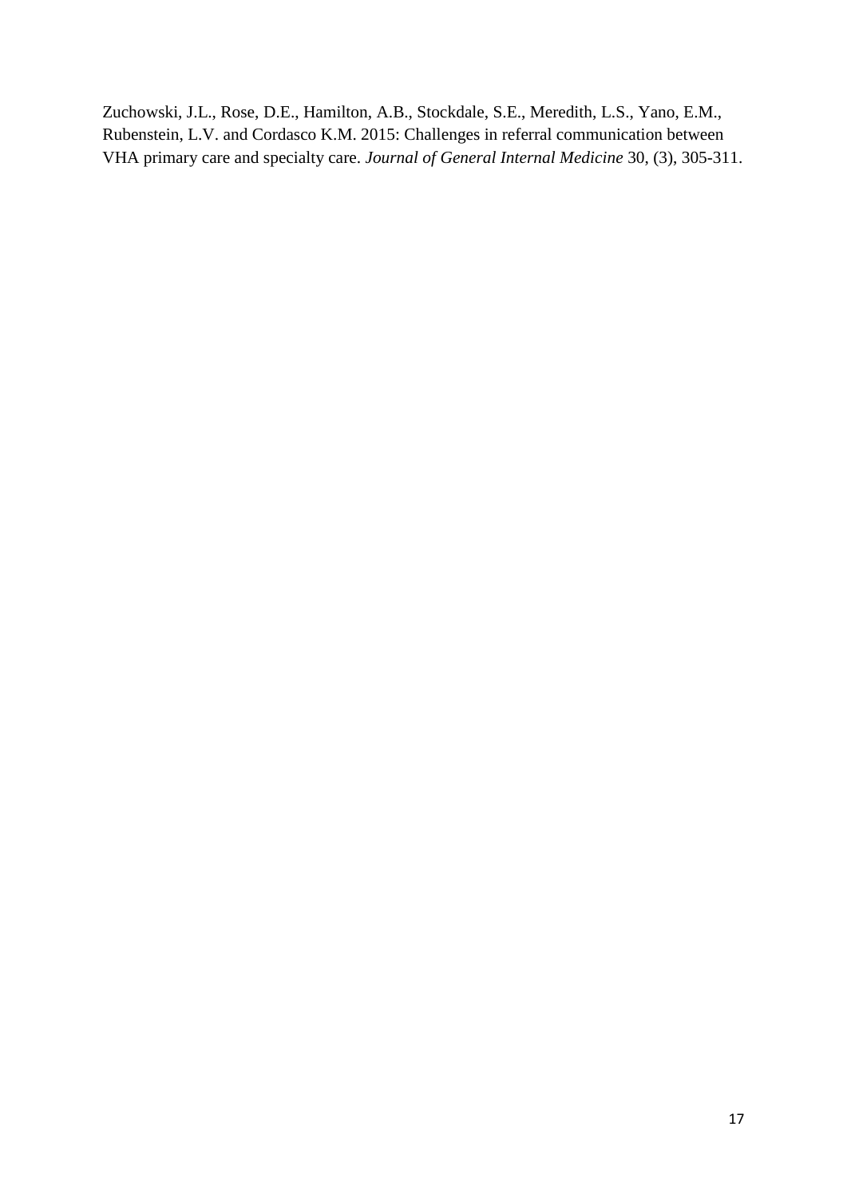Zuchowski, J.L., Rose, D.E., Hamilton, A.B., Stockdale, S.E., Meredith, L.S., Yano, E.M., Rubenstein, L.V. and Cordasco K.M. 2015: Challenges in referral communication between VHA primary care and specialty care. *Journal of General Internal Medicine* 30, (3), 305-311.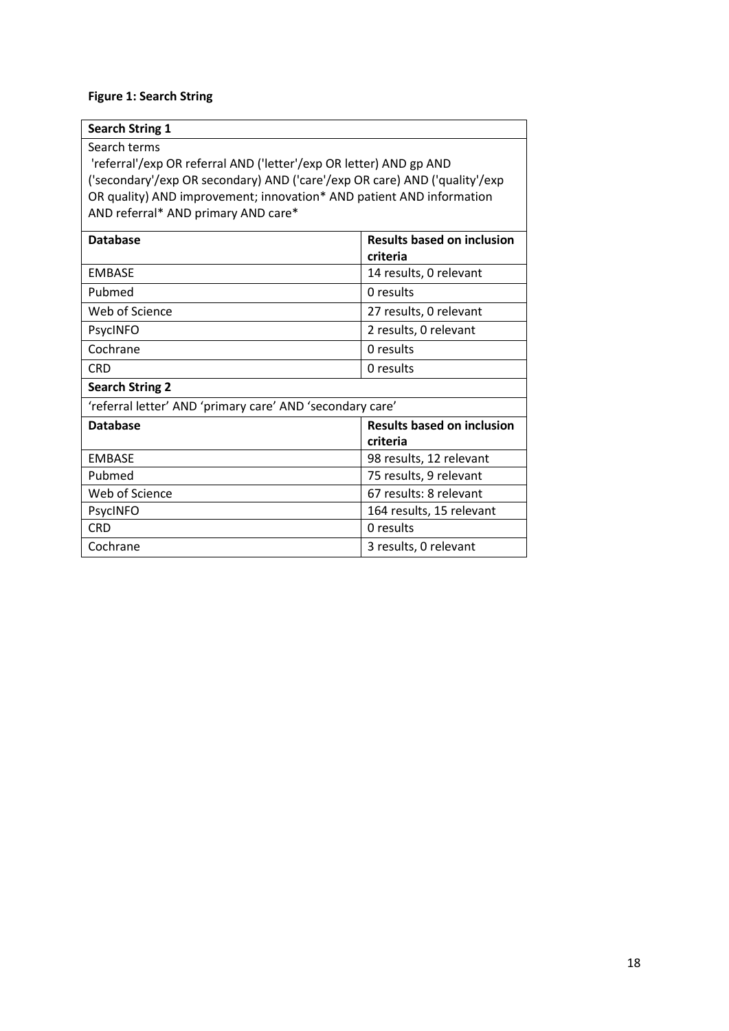**Figure 1: Search String**

| **Search String 1** | |
|---|---|
| Search terms<br>'referral'/exp OR referral AND ('letter'/exp OR letter) AND gp AND ('secondary'/exp OR secondary) AND ('care'/exp OR care) AND ('quality'/exp OR quality) AND improvement; innovation* AND patient AND information AND referral* AND primary AND care* | |
| **Database** | **Results based on inclusion criteria** |
| EMBASE | 14 results, 0 relevant |
| Pubmed | 0 results |
| Web of Science | 27 results, 0 relevant |
| PsycINFO | 2 results, 0 relevant |
| Cochrane | 0 results |
| CRD | 0 results |
| **Search String 2** | |
| 'referral letter' AND 'primary care' AND 'secondary care' | |
| **Database** | **Results based on inclusion criteria** |
| EMBASE | 98 results, 12 relevant |
| Pubmed | 75 results, 9 relevant |
| Web of Science | 67 results: 8 relevant |
| PsycINFO | 164 results, 15 relevant |
| CRD | 0 results |
| Cochrane | 3 results, 0 relevant |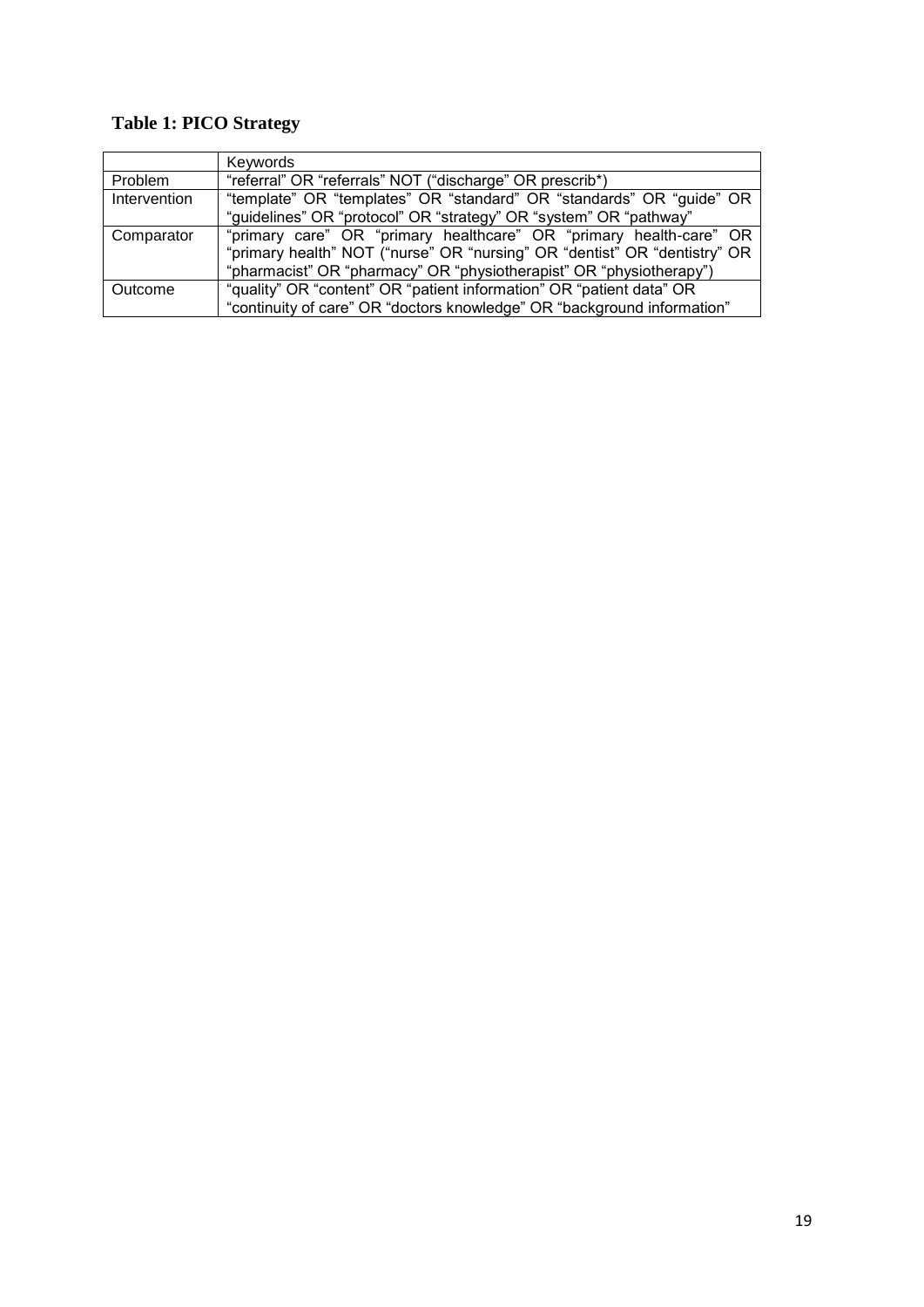**Table 1: PICO Strategy**

| | Keywords |
|---|---|
| Problem | "referral" OR "referrals" NOT ("discharge" OR prescrib*) |
| Intervention | "template" OR "templates" OR "standard" OR "standards" OR "guide" OR "guidelines" OR "protocol" OR "strategy" OR "system" OR "pathway" |
| Comparator | "primary care" OR "primary healthcare" OR "primary health-care" OR "primary health" NOT ("nurse" OR "nursing" OR "dentist" OR "dentistry" OR "pharmacist" OR "pharmacy" OR "physiotherapist" OR "physiotherapy") |
| Outcome | "quality" OR "content" OR "patient information" OR "patient data" OR "continuity of care" OR "doctors knowledge" OR "background information" |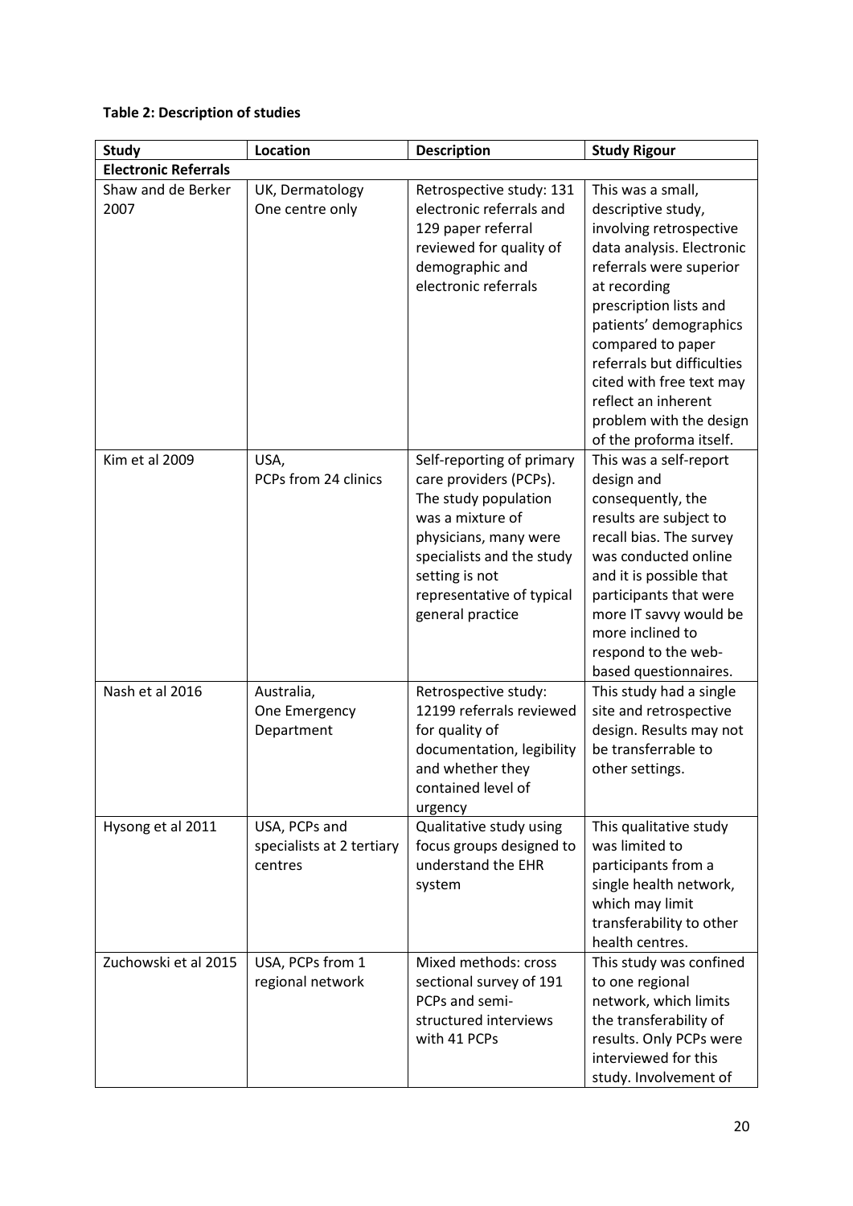**Table 2: Description of studies**

| Study | Location | Description | Study Rigour |
|---|---|---|---|
| **Electronic Referrals** | | | |
| Shaw and de Berker 2007 | UK, Dermatology One centre only | Retrospective study: 131 electronic referrals and 129 paper referral reviewed for quality of demographic and electronic referrals | This was a small, descriptive study, involving retrospective data analysis. Electronic referrals were superior at recording prescription lists and patients' demographics compared to paper referrals but difficulties cited with free text may reflect an inherent problem with the design of the proforma itself. |
| Kim et al 2009 | USA, PCPs from 24 clinics | Self-reporting of primary care providers (PCPs). The study population was a mixture of physicians, many were specialists and the study setting is not representative of typical general practice | This was a self-report design and consequently, the results are subject to recall bias. The survey was conducted online and it is possible that participants that were more IT savvy would be more inclined to respond to the web-based questionnaires. |
| Nash et al 2016 | Australia, One Emergency Department | Retrospective study: 12199 referrals reviewed for quality of documentation, legibility and whether they contained level of urgency | This study had a single site and retrospective design. Results may not be transferrable to other settings. |
| Hysong et al 2011 | USA, PCPs and specialists at 2 tertiary centres | Qualitative study using focus groups designed to understand the EHR system | This qualitative study was limited to participants from a single health network, which may limit transferability to other health centres. |
| Zuchowski et al 2015 | USA, PCPs from 1 regional network | Mixed methods: cross sectional survey of 191 PCPs and semi-structured interviews with 41 PCPs | This study was confined to one regional network, which limits the transferability of results. Only PCPs were interviewed for this study. Involvement of |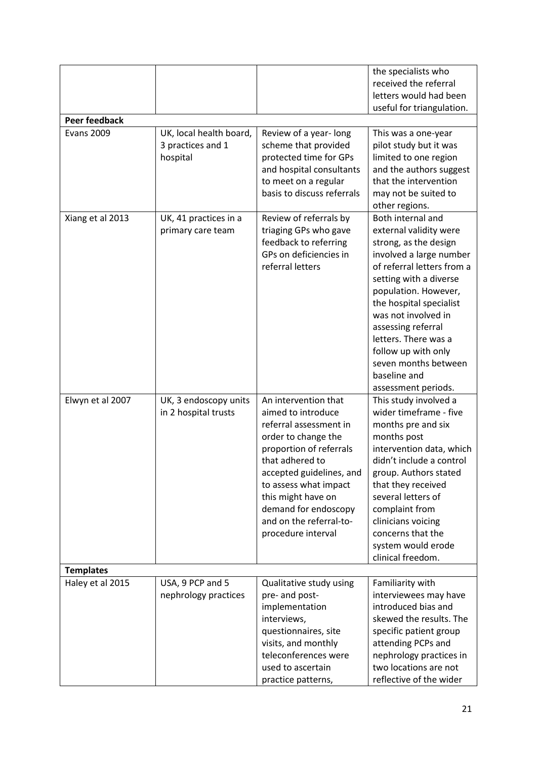| | | | |
|---|---|---|---|
| | | | the specialists who received the referral letters would had been useful for triangulation. |
| **Peer feedback** | | | |
| Evans 2009 | UK, local health board, 3 practices and 1 hospital | Review of a year- long scheme that provided protected time for GPs and hospital consultants to meet on a regular basis to discuss referrals | This was a one-year pilot study but it was limited to one region and the authors suggest that the intervention may not be suited to other regions. |
| Xiang et al 2013 | UK, 41 practices in a primary care team | Review of referrals by triaging GPs who gave feedback to referring GPs on deficiencies in referral letters | Both internal and external validity were strong, as the design involved a large number of referral letters from a setting with a diverse population. However, the hospital specialist was not involved in assessing referral letters. There was a follow up with only seven months between baseline and assessment periods. |
| Elwyn et al 2007 | UK, 3 endoscopy units in 2 hospital trusts | An intervention that aimed to introduce referral assessment in order to change the proportion of referrals that adhered to accepted guidelines, and to assess what impact this might have on demand for endoscopy and on the referral-to-procedure interval | This study involved a wider timeframe - five months pre and six months post intervention data, which didn't include a control group. Authors stated that they received several letters of complaint from clinicians voicing concerns that the system would erode clinical freedom. |
| **Templates** | | | |
| Haley et al 2015 | USA, 9 PCP and 5 nephrology practices | Qualitative study using pre- and post-implementation interviews, questionnaires, site visits, and monthly teleconferences were used to ascertain practice patterns, | Familiarity with interviewees may have introduced bias and skewed the results. The specific patient group attending PCPs and nephrology practices in two locations are not reflective of the wider |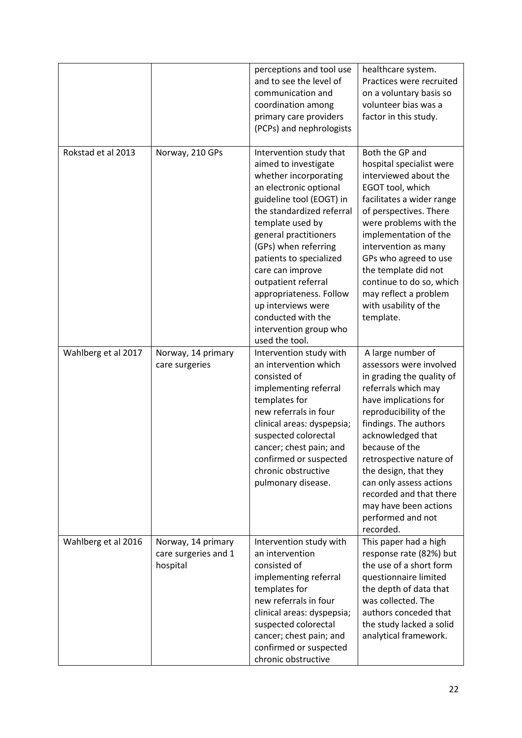|  |  |  |  |
| --- | --- | --- | --- |
|  |  | perceptions and tool use and to see the level of communication and coordination among primary care providers (PCPs) and nephrologists | healthcare system. Practices were recruited on a voluntary basis so volunteer bias was a factor in this study. |
| Rokstad et al 2013 | Norway, 210 GPs | Intervention study that aimed to investigate whether incorporating an electronic optional guideline tool (EOGT) in the standardized referral template used by general practitioners (GPs) when referring patients to specialized care can improve outpatient referral appropriateness. Follow up interviews were conducted with the intervention group who used the tool. | Both the GP and hospital specialist were interviewed about the EGOT tool, which facilitates a wider range of perspectives. There were problems with the implementation of the intervention as many GPs who agreed to use the template did not continue to do so, which may reflect a problem with usability of the template. |
| Wahlberg et al 2017 | Norway, 14 primary care surgeries | Intervention study with an intervention which consisted of implementing referral templates for new referrals in four clinical areas: dyspepsia; suspected colorectal cancer; chest pain; and confirmed or suspected chronic obstructive pulmonary disease. | A large number of assessors were involved in grading the quality of referrals which may have implications for reproducibility of the findings. The authors acknowledged that because of the retrospective nature of the design, that they can only assess actions recorded and that there may have been actions performed and not recorded. |
| Wahlberg et al 2016 | Norway, 14 primary care surgeries and 1 hospital | Intervention study with an intervention consisted of implementing referral templates for new referrals in four clinical areas: dyspepsia; suspected colorectal cancer; chest pain; and confirmed or suspected chronic obstructive | This paper had a high response rate (82%) but the use of a short form questionnaire limited the depth of data that was collected. The authors conceded that the study lacked a solid analytical framework. |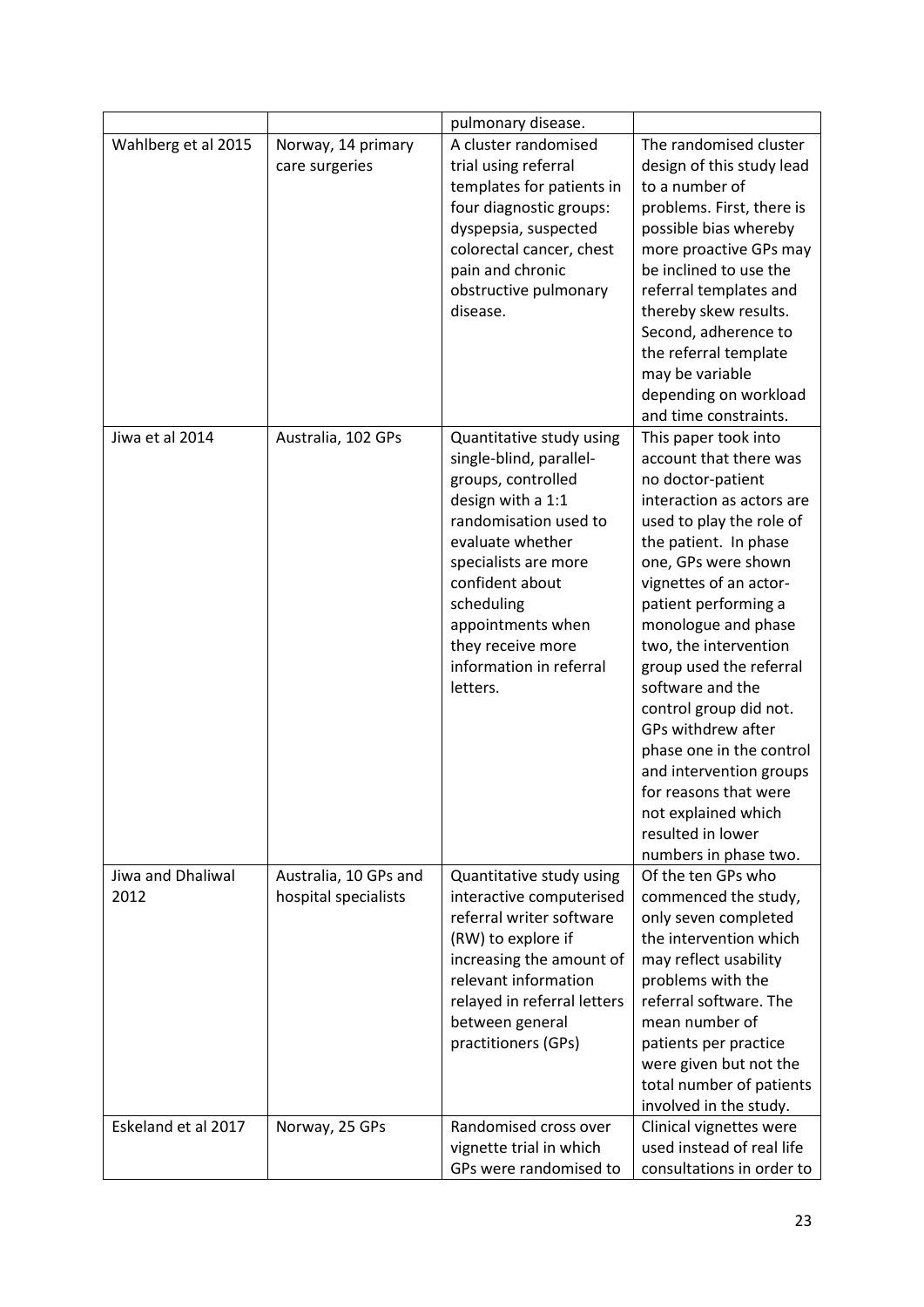|  |  | pulmonary disease. |  |
|---|---|---|---|
| Wahlberg et al 2015 | Norway, 14 primary care surgeries | A cluster randomised trial using referral templates for patients in four diagnostic groups: dyspepsia, suspected colorectal cancer, chest pain and chronic obstructive pulmonary disease. | The randomised cluster design of this study lead to a number of problems. First, there is possible bias whereby more proactive GPs may be inclined to use the referral templates and thereby skew results. Second, adherence to the referral template may be variable depending on workload and time constraints. |
| Jiwa et al 2014 | Australia, 102 GPs | Quantitative study using single-blind, parallel-groups, controlled design with a 1:1 randomisation used to evaluate whether specialists are more confident about scheduling appointments when they receive more information in referral letters. | This paper took into account that there was no doctor-patient interaction as actors are used to play the role of the patient. In phase one, GPs were shown vignettes of an actor-patient performing a monologue and phase two, the intervention group used the referral software and the control group did not. GPs withdrew after phase one in the control and intervention groups for reasons that were not explained which resulted in lower numbers in phase two. |
| Jiwa and Dhaliwal 2012 | Australia, 10 GPs and hospital specialists | Quantitative study using interactive computerised referral writer software (RW) to explore if increasing the amount of relevant information relayed in referral letters between general practitioners (GPs) | Of the ten GPs who commenced the study, only seven completed the intervention which may reflect usability problems with the referral software. The mean number of patients per practice were given but not the total number of patients involved in the study. |
| Eskeland et al 2017 | Norway, 25 GPs | Randomised cross over vignette trial in which GPs were randomised to | Clinical vignettes were used instead of real life consultations in order to |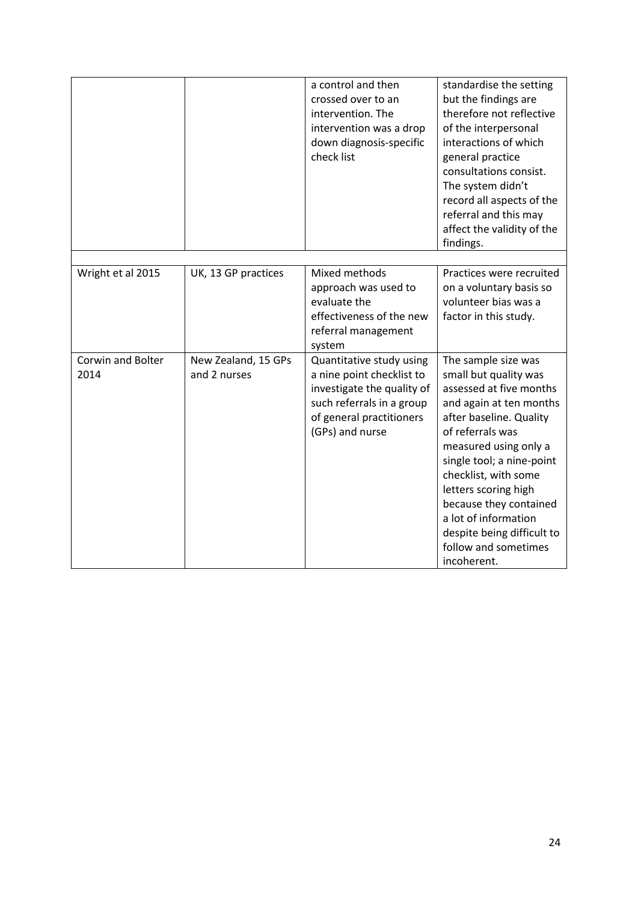|  |  | a control and then crossed over to an intervention. The intervention was a drop down diagnosis-specific check list | standardise the setting but the findings are therefore not reflective of the interpersonal interactions of which general practice consultations consist. The system didn't record all aspects of the referral and this may affect the validity of the findings. |
|---|---|---|---|
|  |  |  |  |
| Wright et al 2015 | UK, 13 GP practices | Mixed methods approach was used to evaluate the effectiveness of the new referral management system | Practices were recruited on a voluntary basis so volunteer bias was a factor in this study. |
| Corwin and Bolter 2014 | New Zealand, 15 GPs and 2 nurses | Quantitative study using a nine point checklist to investigate the quality of such referrals in a group of general practitioners (GPs) and nurse | The sample size was small but quality was assessed at five months and again at ten months after baseline. Quality of referrals was measured using only a single tool; a nine-point checklist, with some letters scoring high because they contained a lot of information despite being difficult to follow and sometimes incoherent. |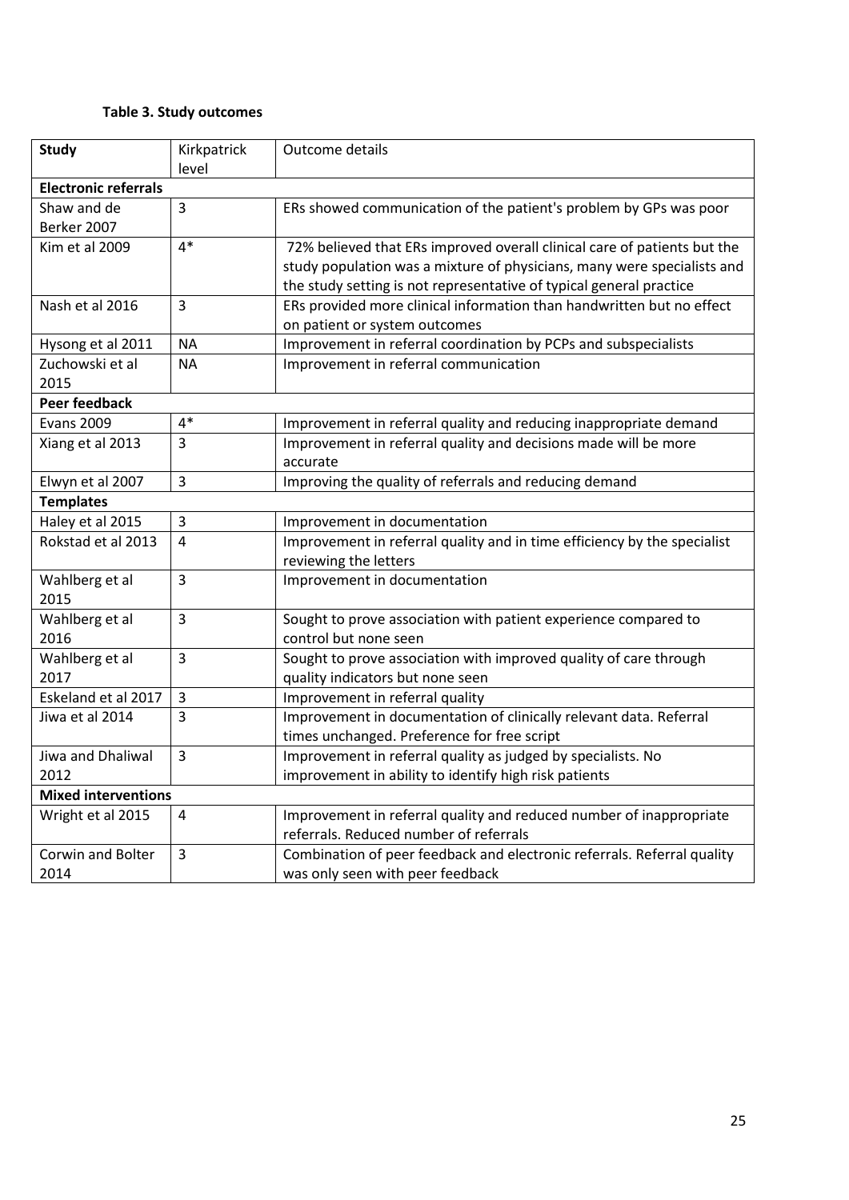**Table 3. Study outcomes**

| Study | Kirkpatrick level | Outcome details |
|---|---|---|
| **Electronic referrals** | | |
| Shaw and de Berker 2007 | 3 | ERs showed communication of the patient's problem by GPs was poor |
| Kim et al 2009 | 4* | 72% believed that ERs improved overall clinical care of patients but the study population was a mixture of physicians, many were specialists and the study setting is not representative of typical general practice |
| Nash et al 2016 | 3 | ERs provided more clinical information than handwritten but no effect on patient or system outcomes |
| Hysong et al 2011 | NA | Improvement in referral coordination by PCPs and subspecialists |
| Zuchowski et al 2015 | NA | Improvement in referral communication |
| **Peer feedback** | | |
| Evans 2009 | 4* | Improvement in referral quality and reducing inappropriate demand |
| Xiang et al 2013 | 3 | Improvement in referral quality and decisions made will be more accurate |
| Elwyn et al 2007 | 3 | Improving the quality of referrals and reducing demand |
| **Templates** | | |
| Haley et al 2015 | 3 | Improvement in documentation |
| Rokstad et al 2013 | 4 | Improvement in referral quality and in time efficiency by the specialist reviewing the letters |
| Wahlberg et al 2015 | 3 | Improvement in documentation |
| Wahlberg et al 2016 | 3 | Sought to prove association with patient experience compared to control but none seen |
| Wahlberg et al 2017 | 3 | Sought to prove association with improved quality of care through quality indicators but none seen |
| Eskeland et al 2017 | 3 | Improvement in referral quality |
| Jiwa et al 2014 | 3 | Improvement in documentation of clinically relevant data. Referral times unchanged. Preference for free script |
| Jiwa and Dhaliwal 2012 | 3 | Improvement in referral quality as judged by specialists. No improvement in ability to identify high risk patients |
| **Mixed interventions** | | |
| Wright et al 2015 | 4 | Improvement in referral quality and reduced number of inappropriate referrals. Reduced number of referrals |
| Corwin and Bolter 2014 | 3 | Combination of peer feedback and electronic referrals. Referral quality was only seen with peer feedback |